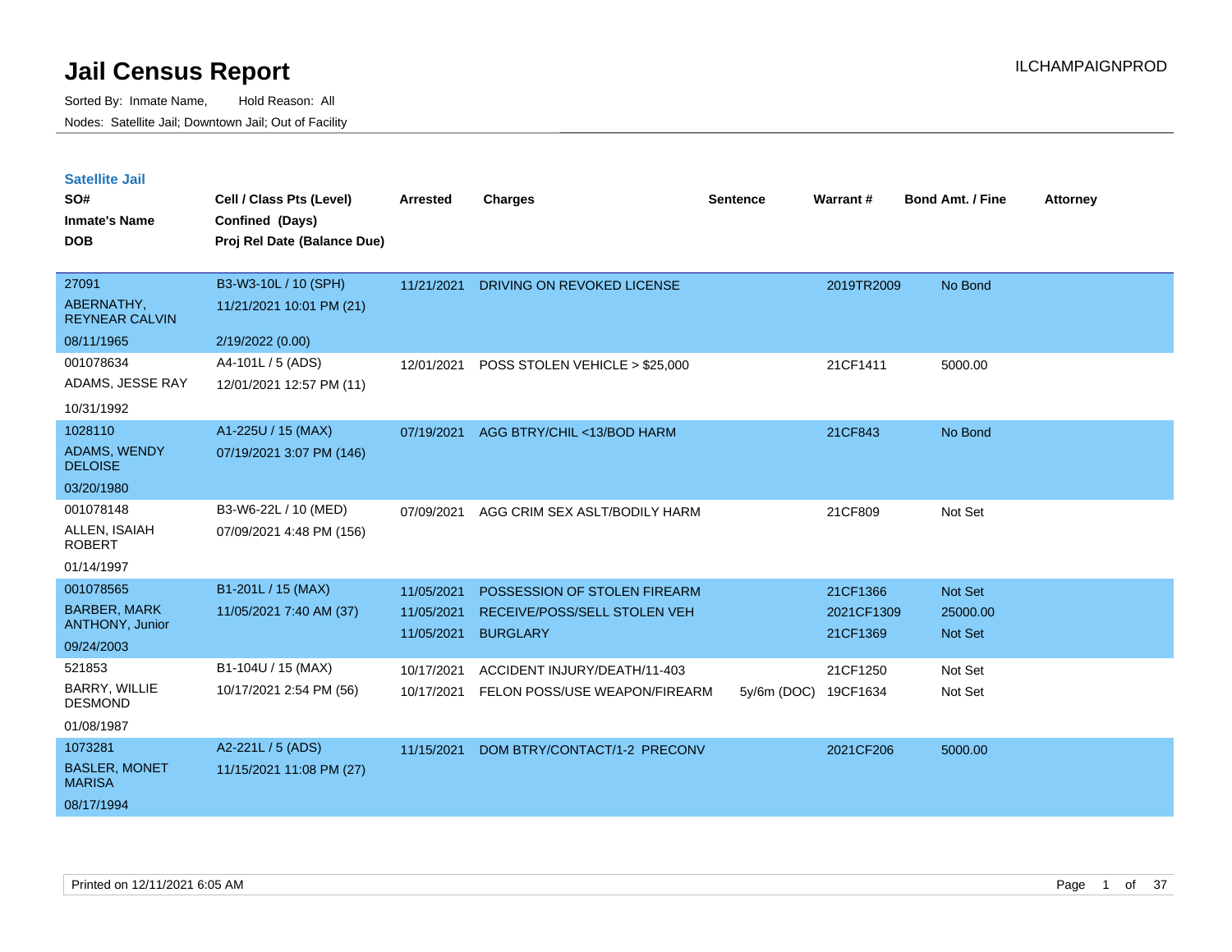# Jail Census Report

ILCHAMPAIGNPROD

Sorted By: Inmate Name, Hold Reason: All

Nodes: Satellite Jail; Downtown Jail; Out of Facility

## Satellite Jail

| SO# / Inmate's Name / DOB | Cell / Class Pts (Level) / Confined (Days) / Proj Rel Date (Balance Due) | Arrested | Charges | Sentence | Warrant # | Bond Amt. / Fine | Attorney |
|---|---|---|---|---|---|---|---|
| 27091<br>ABERNATHY, REYNEAR CALVIN<br>08/11/1965 | B3-W3-10L / 10 (SPH)<br>11/21/2021 10:01 PM (21)<br>2/19/2022 (0.00) | 11/21/2021 | DRIVING ON REVOKED LICENSE | | 2019TR2009 | No Bond | |
| 001078634<br>ADAMS, JESSE RAY<br>10/31/1992 | A4-101L / 5 (ADS)<br>12/01/2021 12:57 PM (11) | 12/01/2021 | POSS STOLEN VEHICLE > $25,000 | | 21CF1411 | 5000.00 | |
| 1028110<br>ADAMS, WENDY DELOISE<br>03/20/1980 | A1-225U / 15 (MAX)<br>07/19/2021 3:07 PM (146) | 07/19/2021 | AGG BTRY/CHIL <13/BOD HARM | | 21CF843 | No Bond | |
| 001078148<br>ALLEN, ISAIAH ROBERT<br>01/14/1997 | B3-W6-22L / 10 (MED)<br>07/09/2021 4:48 PM (156) | 07/09/2021 | AGG CRIM SEX ASLT/BODILY HARM | | 21CF809 | Not Set | |
| 001078565<br>BARBER, MARK ANTHONY, Junior<br>09/24/2003 | B1-201L / 15 (MAX)<br>11/05/2021 7:40 AM (37) | 11/05/2021 | POSSESSION OF STOLEN FIREARM | | 21CF1366 | Not Set | |
| | | 11/05/2021 | RECEIVE/POSS/SELL STOLEN VEH | | 2021CF1309 | 25000.00 | |
| | | 11/05/2021 | BURGLARY | | 21CF1369 | Not Set | |
| 521853<br>BARRY, WILLIE DESMOND<br>01/08/1987 | B1-104U / 15 (MAX)<br>10/17/2021 2:54 PM (56) | 10/17/2021 | ACCIDENT INJURY/DEATH/11-403 | | 21CF1250 | Not Set | |
| | | 10/17/2021 | FELON POSS/USE WEAPON/FIREARM | 5y/6m (DOC) | 19CF1634 | Not Set | |
| 1073281<br>BASLER, MONET MARISA<br>08/17/1994 | A2-221L / 5 (ADS)<br>11/15/2021 11:08 PM (27) | 11/15/2021 | DOM BTRY/CONTACT/1-2 PRECONV | | 2021CF206 | 5000.00 | |

Printed on 12/11/2021 6:05 AM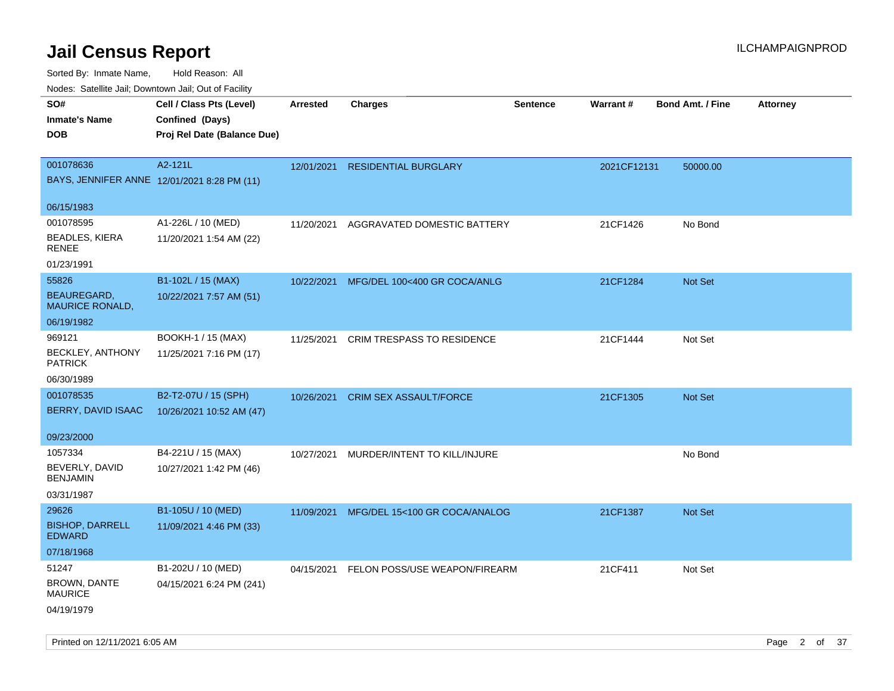# Jail Census Report

ILCHAMPAIGNPROD

Sorted By: Inmate Name, Hold Reason: All

Nodes: Satellite Jail; Downtown Jail; Out of Facility

| SO# / Inmate's Name / DOB | Cell / Class Pts (Level) / Confined (Days) / Proj Rel Date (Balance Due) | Arrested | Charges | Sentence | Warrant # | Bond Amt. / Fine | Attorney |
|---|---|---|---|---|---|---|---|
| 001078636 BAYS, JENNIFER ANNE 06/15/1983 | A2-121L 12/01/2021 8:28 PM (11) | 12/01/2021 | RESIDENTIAL BURGLARY | | 2021CF12131 | 50000.00 | |
| 001078595 BEADLES, KIERA RENEE 01/23/1991 | A1-226L / 10 (MED) 11/20/2021 1:54 AM (22) | 11/20/2021 | AGGRAVATED DOMESTIC BATTERY | | 21CF1426 | No Bond | |
| 55826 BEAUREGARD, MAURICE RONALD, 06/19/1982 | B1-102L / 15 (MAX) 10/22/2021 7:57 AM (51) | 10/22/2021 | MFG/DEL 100<400 GR COCA/ANLG | | 21CF1284 | Not Set | |
| 969121 BECKLEY, ANTHONY PATRICK 06/30/1989 | BOOKH-1 / 15 (MAX) 11/25/2021 7:16 PM (17) | 11/25/2021 | CRIM TRESPASS TO RESIDENCE | | 21CF1444 | Not Set | |
| 001078535 BERRY, DAVID ISAAC 09/23/2000 | B2-T2-07U / 15 (SPH) 10/26/2021 10:52 AM (47) | 10/26/2021 | CRIM SEX ASSAULT/FORCE | | 21CF1305 | Not Set | |
| 1057334 BEVERLY, DAVID BENJAMIN 03/31/1987 | B4-221U / 15 (MAX) 10/27/2021 1:42 PM (46) | 10/27/2021 | MURDER/INTENT TO KILL/INJURE | | | No Bond | |
| 29626 BISHOP, DARRELL EDWARD 07/18/1968 | B1-105U / 10 (MED) 11/09/2021 4:46 PM (33) | 11/09/2021 | MFG/DEL 15<100 GR COCA/ANALOG | | 21CF1387 | Not Set | |
| 51247 BROWN, DANTE MAURICE 04/19/1979 | B1-202U / 10 (MED) 04/15/2021 6:24 PM (241) | 04/15/2021 | FELON POSS/USE WEAPON/FIREARM | | 21CF411 | Not Set | |

Printed on 12/11/2021 6:05 AM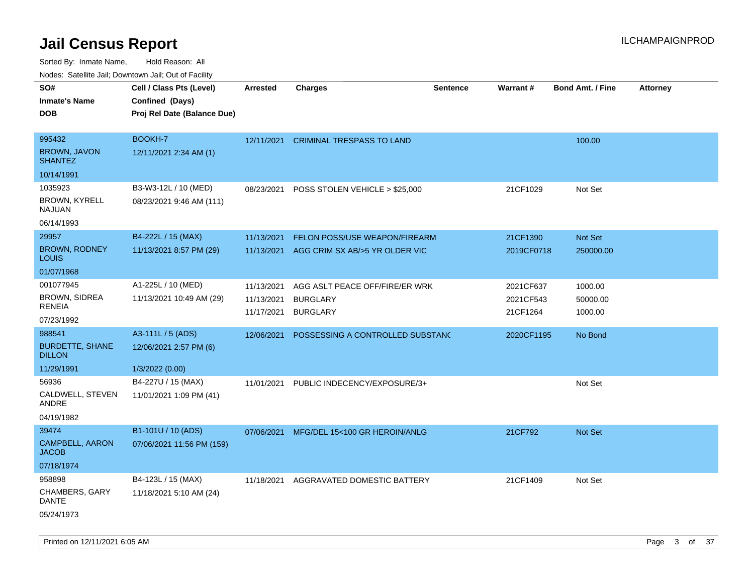# Jail Census Report

ILCHAMPAIGNPROD

Sorted By: Inmate Name, Hold Reason: All

Nodes: Satellite Jail; Downtown Jail; Out of Facility

| SO# / Inmate's Name / DOB | Cell / Class Pts (Level) / Confined (Days) / Proj Rel Date (Balance Due) | Arrested | Charges | Sentence | Warrant # | Bond Amt. / Fine | Attorney |
|---|---|---|---|---|---|---|---|
| 995432<br>BROWN, JAVON SHANTEZ<br>10/14/1991 | BOOKH-7<br>12/11/2021 2:34 AM (1) | 12/11/2021 | CRIMINAL TRESPASS TO LAND | | | 100.00 | |
| 1035923<br>BROWN, KYRELL NAJUAN<br>06/14/1993 | B3-W3-12L / 10 (MED)<br>08/23/2021 9:46 AM (111) | 08/23/2021 | POSS STOLEN VEHICLE > $25,000 | | 21CF1029 | Not Set | |
| 29957<br>BROWN, RODNEY LOUIS<br>01/07/1968 | B4-222L / 15 (MAX)<br>11/13/2021 8:57 PM (29) | 11/13/2021<br>11/13/2021 | FELON POSS/USE WEAPON/FIREARM<br>AGG CRIM SX AB/>5 YR OLDER VIC | | 21CF1390<br>2019CF0718 | Not Set<br>250000.00 | |
| 001077945<br>BROWN, SIDREA RENEIA<br>07/23/1992 | A1-225L / 10 (MED)<br>11/13/2021 10:49 AM (29) | 11/13/2021<br>11/13/2021<br>11/17/2021 | AGG ASLT PEACE OFF/FIRE/ER WRK<br>BURGLARY<br>BURGLARY | | 2021CF637<br>2021CF543<br>21CF1264 | 1000.00<br>50000.00<br>1000.00 | |
| 988541<br>BURDETTE, SHANE DILLON<br>11/29/1991 | A3-111L / 5 (ADS)<br>12/06/2021 2:57 PM (6)<br>1/3/2022 (0.00) | 12/06/2021 | POSSESSING A CONTROLLED SUBSTANC | | 2020CF1195 | No Bond | |
| 56936<br>CALDWELL, STEVEN ANDRE<br>04/19/1982 | B4-227U / 15 (MAX)<br>11/01/2021 1:09 PM (41) | 11/01/2021 | PUBLIC INDECENCY/EXPOSURE/3+ | | | Not Set | |
| 39474<br>CAMPBELL, AARON JACOB<br>07/18/1974 | B1-101U / 10 (ADS)<br>07/06/2021 11:56 PM (159) | 07/06/2021 | MFG/DEL 15<100 GR HEROIN/ANLG | | 21CF792 | Not Set | |
| 958898<br>CHAMBERS, GARY DANTE<br>05/24/1973 | B4-123L / 15 (MAX)<br>11/18/2021 5:10 AM (24) | 11/18/2021 | AGGRAVATED DOMESTIC BATTERY | | 21CF1409 | Not Set | |

Printed on 12/11/2021 6:05 AM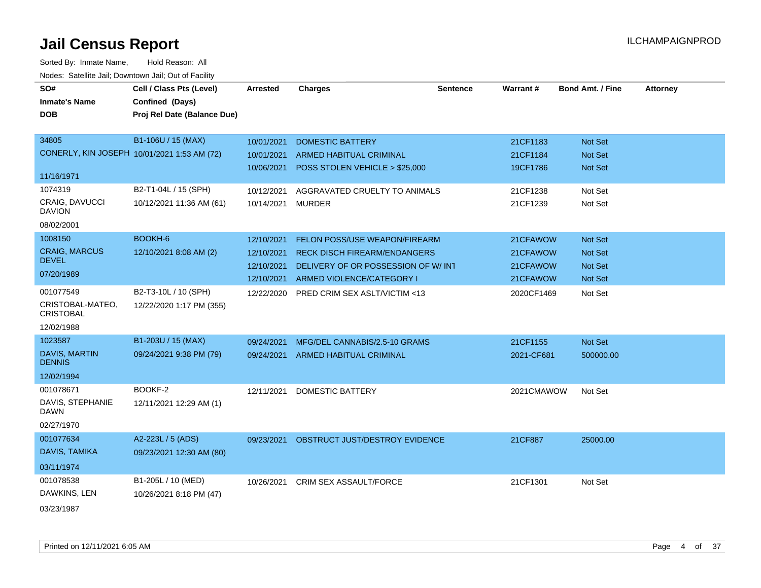# Jail Census Report

ILCHAMPAIGNPROD

Sorted By: Inmate Name, Hold Reason: All

Nodes: Satellite Jail; Downtown Jail; Out of Facility

| SO# / Inmate's Name / DOB | Cell / Class Pts (Level) / Confined (Days) / Proj Rel Date (Balance Due) | Arrested | Charges | Sentence | Warrant # | Bond Amt. / Fine | Attorney |
|---|---|---|---|---|---|---|---|
| 34805 CONERLY, KIN JOSEPH 11/16/1971 | B1-106U / 15 (MAX) 10/01/2021 1:53 AM (72) | 10/01/2021 | DOMESTIC BATTERY | | 21CF1183 | Not Set | |
| | | 10/01/2021 | ARMED HABITUAL CRIMINAL | | 21CF1184 | Not Set | |
| | | 10/06/2021 | POSS STOLEN VEHICLE > $25,000 | | 19CF1786 | Not Set | |
| 1074319 CRAIG, DAVUCCI DAVION 08/02/2001 | B2-T1-04L / 15 (SPH) 10/12/2021 11:36 AM (61) | 10/12/2021 | AGGRAVATED CRUELTY TO ANIMALS | | 21CF1238 | Not Set | |
| | | 10/14/2021 | MURDER | | 21CF1239 | Not Set | |
| 1008150 CRAIG, MARCUS DEVEL 07/20/1989 | BOOKH-6 12/10/2021 8:08 AM (2) | 12/10/2021 | FELON POSS/USE WEAPON/FIREARM | | 21CFAWOW | Not Set | |
| | | 12/10/2021 | RECK DISCH FIREARM/ENDANGERS | | 21CFAWOW | Not Set | |
| | | 12/10/2021 | DELIVERY OF OR POSSESSION OF W/ INT | | 21CFAWOW | Not Set | |
| | | 12/10/2021 | ARMED VIOLENCE/CATEGORY I | | 21CFAWOW | Not Set | |
| 001077549 CRISTOBAL-MATEO, CRISTOBAL 12/02/1988 | B2-T3-10L / 10 (SPH) 12/22/2020 1:17 PM (355) | 12/22/2020 | PRED CRIM SEX ASLT/VICTIM <13 | | 2020CF1469 | Not Set | |
| 1023587 DAVIS, MARTIN DENNIS 12/02/1994 | B1-203U / 15 (MAX) 09/24/2021 9:38 PM (79) | 09/24/2021 | MFG/DEL CANNABIS/2.5-10 GRAMS | | 21CF1155 | Not Set | |
| | | 09/24/2021 | ARMED HABITUAL CRIMINAL | | 2021-CF681 | 500000.00 | |
| 001078671 DAVIS, STEPHANIE DAWN 02/27/1970 | BOOKF-2 12/11/2021 12:29 AM (1) | 12/11/2021 | DOMESTIC BATTERY | | 2021CMAWOW | Not Set | |
| 001077634 DAVIS, TAMIKA 03/11/1974 | A2-223L / 5 (ADS) 09/23/2021 12:30 AM (80) | 09/23/2021 | OBSTRUCT JUST/DESTROY EVIDENCE | | 21CF887 | 25000.00 | |
| 001078538 DAWKINS, LEN 03/23/1987 | B1-205L / 10 (MED) 10/26/2021 8:18 PM (47) | 10/26/2021 | CRIM SEX ASSAULT/FORCE | | 21CF1301 | Not Set | |

Printed on 12/11/2021 6:05 AM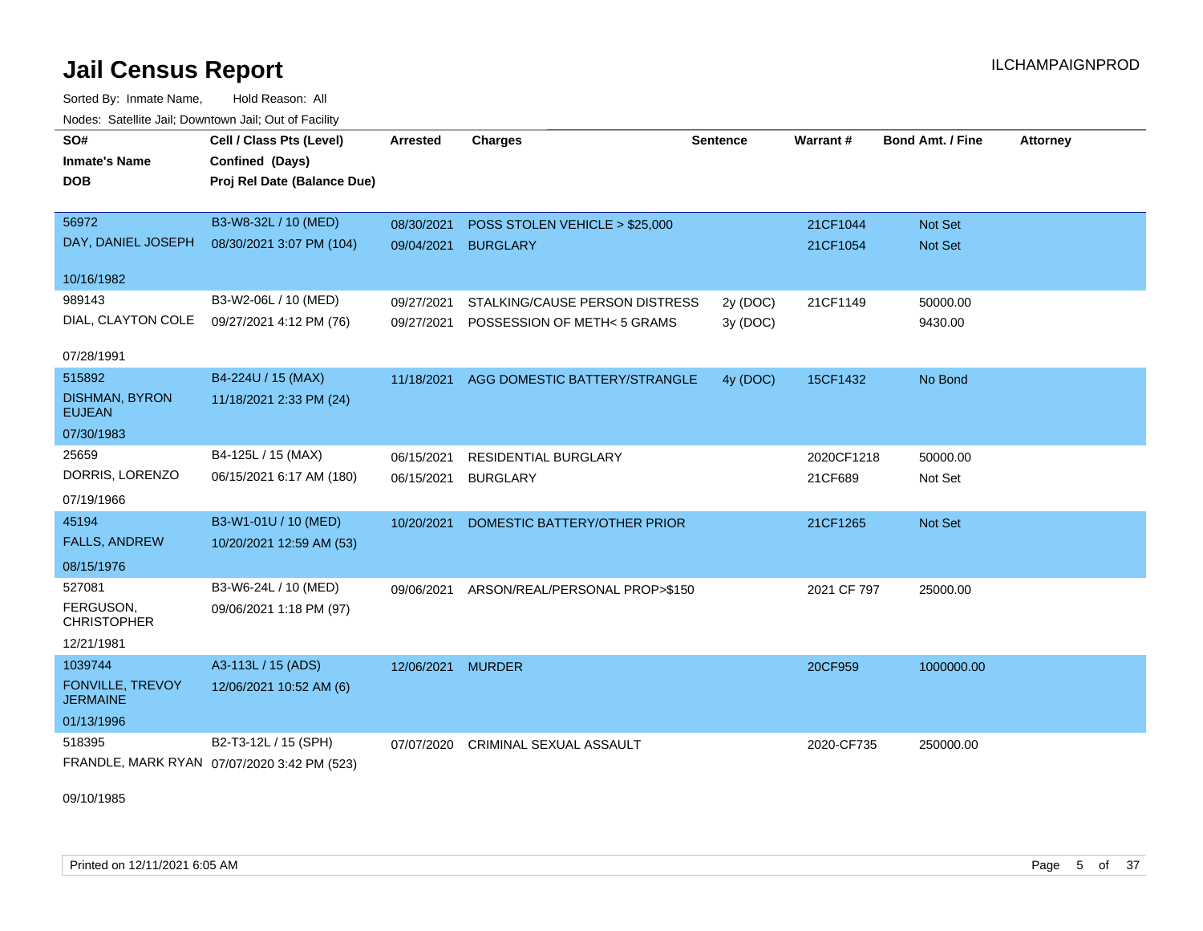# Jail Census Report

Sorted By: Inmate Name, Hold Reason: All

Nodes: Satellite Jail; Downtown Jail; Out of Facility

| SO# / Inmate's Name / DOB | Cell / Class Pts (Level) / Confined (Days) / Proj Rel Date (Balance Due) | Arrested | Charges | Sentence | Warrant # | Bond Amt. / Fine | Attorney |
|---|---|---|---|---|---|---|---|
| 56972<br>DAY, DANIEL JOSEPH<br>10/16/1982 | B3-W8-32L / 10 (MED)<br>08/30/2021 3:07 PM (104) | 08/30/2021<br>09/04/2021 | POSS STOLEN VEHICLE > $25,000<br>BURGLARY | | 21CF1044<br>21CF1054 | Not Set<br>Not Set | |
| 989143<br>DIAL, CLAYTON COLE<br>07/28/1991 | B3-W2-06L / 10 (MED)<br>09/27/2021 4:12 PM (76) | 09/27/2021<br>09/27/2021 | STALKING/CAUSE PERSON DISTRESS<br>POSSESSION OF METH< 5 GRAMS | 2y (DOC)<br>3y (DOC) | 21CF1149 | 50000.00<br>9430.00 | |
| 515892<br>DISHMAN, BYRON EUJEAN<br>07/30/1983 | B4-224U / 15 (MAX)<br>11/18/2021 2:33 PM (24) | 11/18/2021 | AGG DOMESTIC BATTERY/STRANGLE | 4y (DOC) | 15CF1432 | No Bond | |
| 25659<br>DORRIS, LORENZO<br>07/19/1966 | B4-125L / 15 (MAX)<br>06/15/2021 6:17 AM (180) | 06/15/2021<br>06/15/2021 | RESIDENTIAL BURGLARY<br>BURGLARY | | 2020CF1218<br>21CF689 | 50000.00<br>Not Set | |
| 45194<br>FALLS, ANDREW<br>08/15/1976 | B3-W1-01U / 10 (MED)<br>10/20/2021 12:59 AM (53) | 10/20/2021 | DOMESTIC BATTERY/OTHER PRIOR | | 21CF1265 | Not Set | |
| 527081<br>FERGUSON, CHRISTOPHER<br>12/21/1981 | B3-W6-24L / 10 (MED)<br>09/06/2021 1:18 PM (97) | 09/06/2021 | ARSON/REAL/PERSONAL PROP>$150 | | 2021 CF 797 | 25000.00 | |
| 1039744<br>FONVILLE, TREVOY JERMAINE<br>01/13/1996 | A3-113L / 15 (ADS)<br>12/06/2021 10:52 AM (6) | 12/06/2021 | MURDER | | 20CF959 | 1000000.00 | |
| 518395<br>FRANDLE, MARK RYAN<br>09/10/1985 | B2-T3-12L / 15 (SPH)<br>07/07/2020 3:42 PM (523) | 07/07/2020 | CRIMINAL SEXUAL ASSAULT | | 2020-CF735 | 250000.00 | |

Printed on 12/11/2021 6:05 AM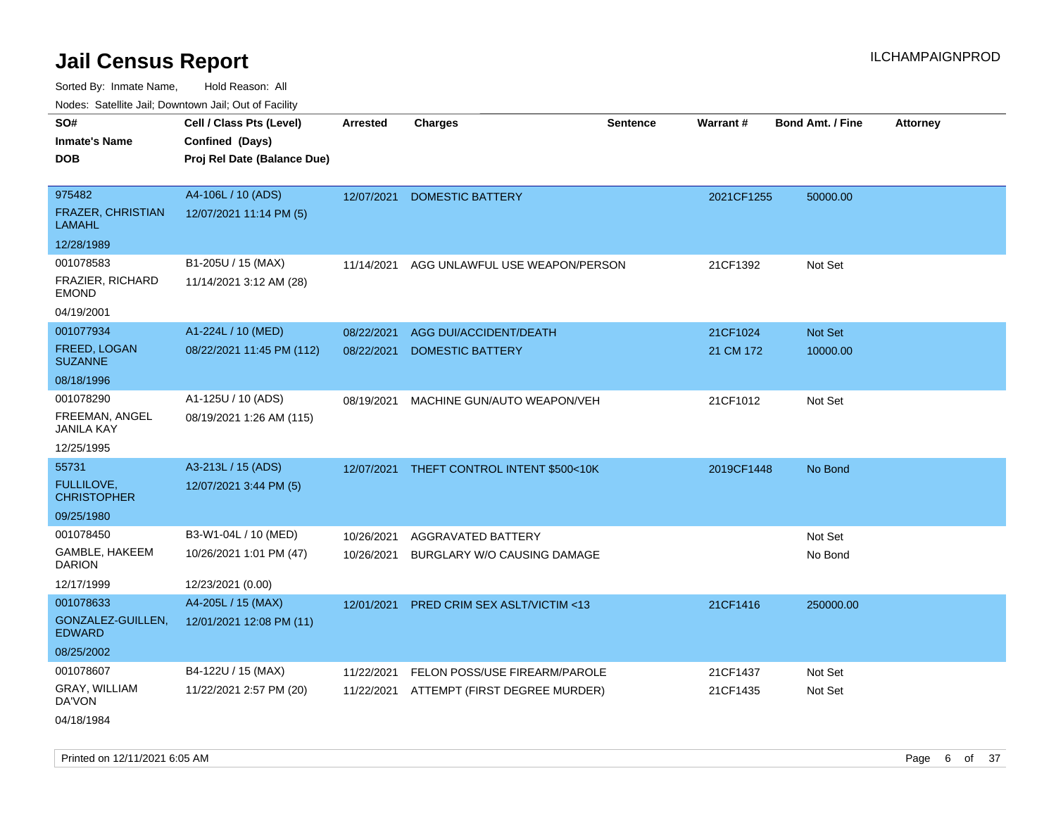# Jail Census Report

ILCHAMPAIGNPROD

Sorted By: Inmate Name, Hold Reason: All

Nodes: Satellite Jail; Downtown Jail; Out of Facility

| SO# / Inmate's Name / DOB | Cell / Class Pts (Level) / Confined (Days) / Proj Rel Date (Balance Due) | Arrested | Charges | Sentence | Warrant # | Bond Amt. / Fine | Attorney |
|---|---|---|---|---|---|---|---|
| 975482<br>FRAZER, CHRISTIAN LAMAHL<br>12/28/1989 | A4-106L / 10 (ADS)<br>12/07/2021 11:14 PM (5) | 12/07/2021 | DOMESTIC BATTERY | | 2021CF1255 | 50000.00 | |
| 001078583<br>FRAZIER, RICHARD EMOND<br>04/19/2001 | B1-205U / 15 (MAX)<br>11/14/2021 3:12 AM (28) | 11/14/2021 | AGG UNLAWFUL USE WEAPON/PERSON | | 21CF1392 | Not Set | |
| 001077934<br>FREED, LOGAN SUZANNE<br>08/18/1996 | A1-224L / 10 (MED)<br>08/22/2021 11:45 PM (112) | 08/22/2021<br>08/22/2021 | AGG DUI/ACCIDENT/DEATH<br>DOMESTIC BATTERY | | 21CF1024<br>21 CM 172 | Not Set<br>10000.00 | |
| 001078290<br>FREEMAN, ANGEL JANILA KAY<br>12/25/1995 | A1-125U / 10 (ADS)<br>08/19/2021 1:26 AM (115) | 08/19/2021 | MACHINE GUN/AUTO WEAPON/VEH | | 21CF1012 | Not Set | |
| 55731<br>FULLILOVE, CHRISTOPHER<br>09/25/1980 | A3-213L / 15 (ADS)<br>12/07/2021 3:44 PM (5) | 12/07/2021 | THEFT CONTROL INTENT $500<10K | | 2019CF1448 | No Bond | |
| 001078450<br>GAMBLE, HAKEEM DARION<br>12/17/1999 | B3-W1-04L / 10 (MED)<br>10/26/2021 1:01 PM (47)<br>12/23/2021 (0.00) | 10/26/2021<br>10/26/2021 | AGGRAVATED BATTERY<br>BURGLARY W/O CAUSING DAMAGE | | | Not Set<br>No Bond | |
| 001078633<br>GONZALEZ-GUILLEN, EDWARD<br>08/25/2002 | A4-205L / 15 (MAX)<br>12/01/2021 12:08 PM (11) | 12/01/2021 | PRED CRIM SEX ASLT/VICTIM <13 | | 21CF1416 | 250000.00 | |
| 001078607<br>GRAY, WILLIAM DA'VON<br>04/18/1984 | B4-122U / 15 (MAX)<br>11/22/2021 2:57 PM (20) | 11/22/2021<br>11/22/2021 | FELON POSS/USE FIREARM/PAROLE<br>ATTEMPT (FIRST DEGREE MURDER) | | 21CF1437<br>21CF1435 | Not Set<br>Not Set | |

Printed on 12/11/2021 6:05 AM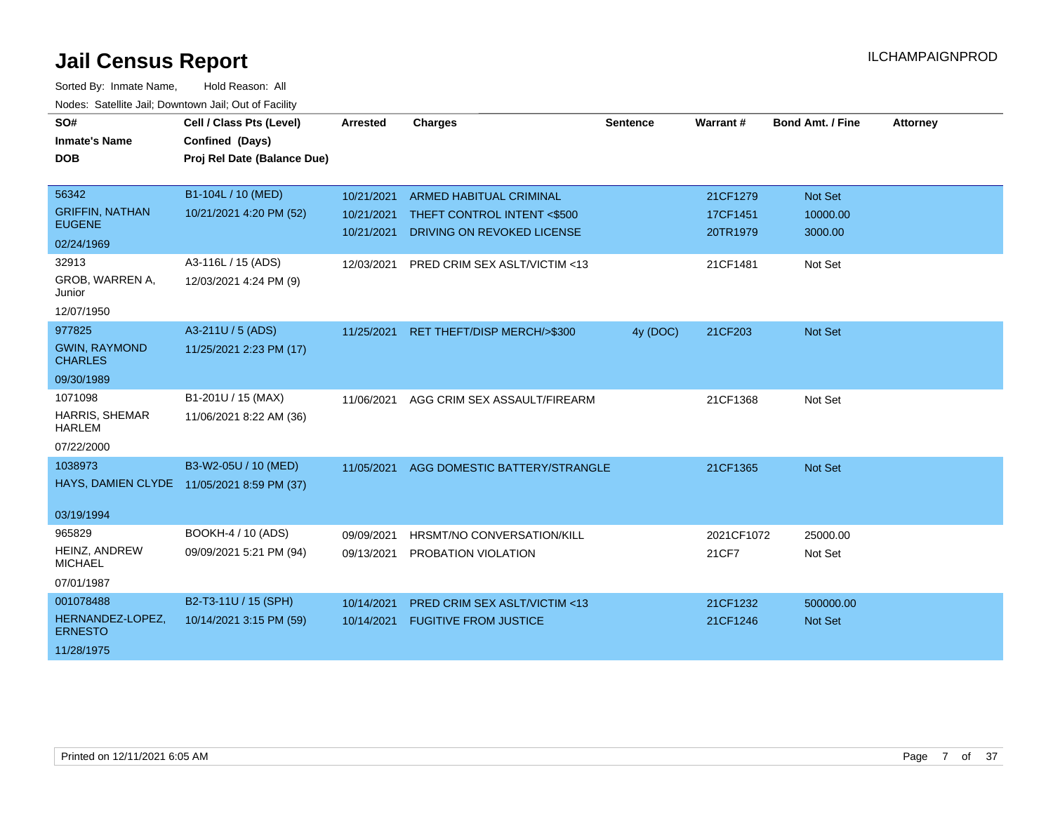# Jail Census Report

ILCHAMPAIGNPROD

Sorted By: Inmate Name, Hold Reason: All

Nodes: Satellite Jail; Downtown Jail; Out of Facility

| SO#<br>Inmate's Name<br>DOB | Cell / Class Pts (Level)<br>Confined (Days)<br>Proj Rel Date (Balance Due) | Arrested | Charges | Sentence | Warrant # | Bond Amt. / Fine | Attorney |
|---|---|---|---|---|---|---|---|
| 56342<br>GRIFFIN, NATHAN EUGENE<br>02/24/1969 | B1-104L / 10 (MED)<br>10/21/2021 4:20 PM (52) | 10/21/2021<br>10/21/2021<br>10/21/2021 | ARMED HABITUAL CRIMINAL<br>THEFT CONTROL INTENT <$500<br>DRIVING ON REVOKED LICENSE | | 21CF1279<br>17CF1451<br>20TR1979 | Not Set<br>10000.00<br>3000.00 | |
| 32913<br>GROB, WARREN A, Junior<br>12/07/1950 | A3-116L / 15 (ADS)<br>12/03/2021 4:24 PM (9) | 12/03/2021 | PRED CRIM SEX ASLT/VICTIM <13 | | 21CF1481 | Not Set | |
| 977825<br>GWIN, RAYMOND CHARLES<br>09/30/1989 | A3-211U / 5 (ADS)<br>11/25/2021 2:23 PM (17) | 11/25/2021 | RET THEFT/DISP MERCH/>$300 | 4y (DOC) | 21CF203 | Not Set | |
| 1071098<br>HARRIS, SHEMAR HARLEM<br>07/22/2000 | B1-201U / 15 (MAX)<br>11/06/2021 8:22 AM (36) | 11/06/2021 | AGG CRIM SEX ASSAULT/FIREARM | | 21CF1368 | Not Set | |
| 1038973<br>HAYS, DAMIEN CLYDE<br>03/19/1994 | B3-W2-05U / 10 (MED)<br>11/05/2021 8:59 PM (37) | 11/05/2021 | AGG DOMESTIC BATTERY/STRANGLE | | 21CF1365 | Not Set | |
| 965829<br>HEINZ, ANDREW MICHAEL<br>07/01/1987 | BOOKH-4 / 10 (ADS)<br>09/09/2021 5:21 PM (94) | 09/09/2021<br>09/13/2021 | HRSMT/NO CONVERSATION/KILL<br>PROBATION VIOLATION | | 2021CF1072<br>21CF7 | 25000.00<br>Not Set | |
| 001078488<br>HERNANDEZ-LOPEZ, ERNESTO<br>11/28/1975 | B2-T3-11U / 15 (SPH)<br>10/14/2021 3:15 PM (59) | 10/14/2021<br>10/14/2021 | PRED CRIM SEX ASLT/VICTIM <13<br>FUGITIVE FROM JUSTICE | | 21CF1232<br>21CF1246 | 500000.00<br>Not Set | |

Printed on 12/11/2021 6:05 AM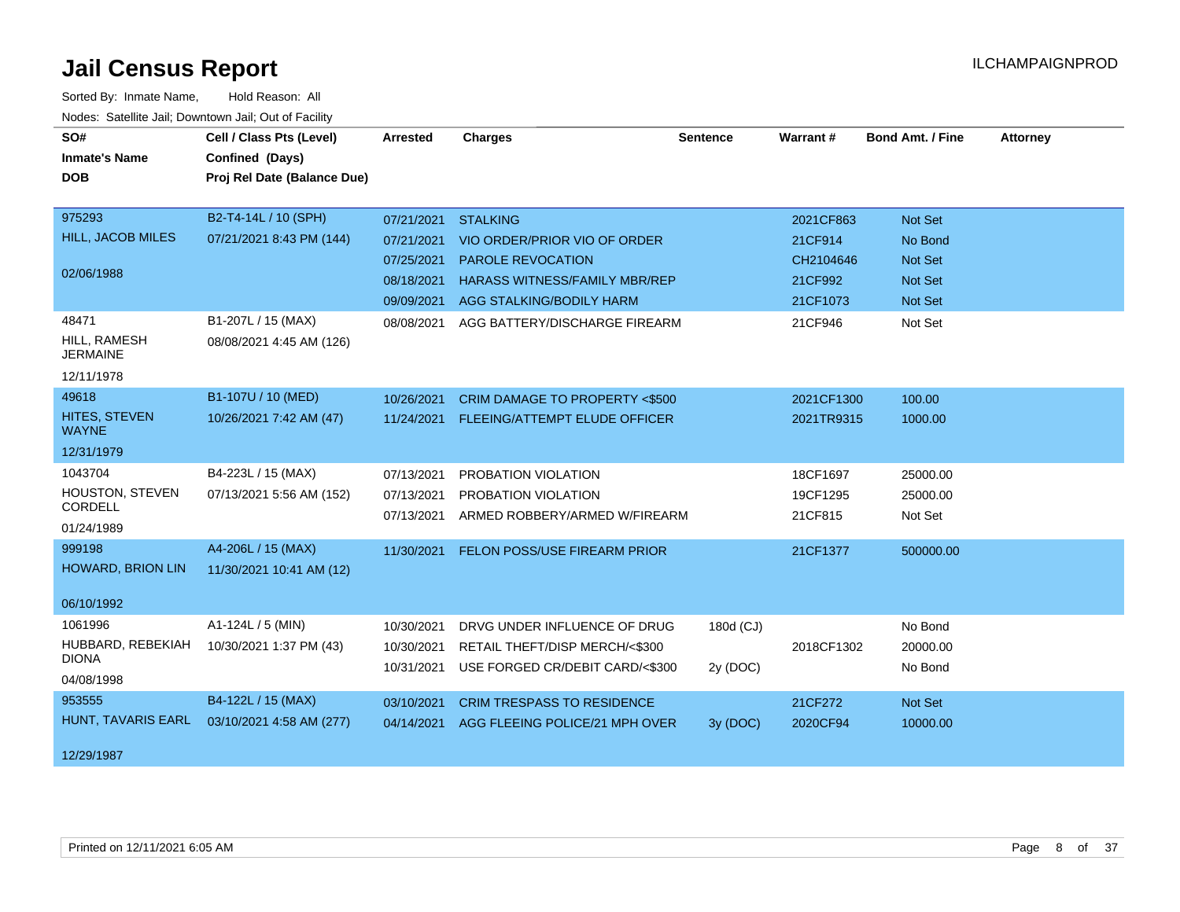# Jail Census Report

ILCHAMPAIGNPROD

Sorted By: Inmate Name, Hold Reason: All

Nodes: Satellite Jail; Downtown Jail; Out of Facility

| SO# / Inmate's Name / DOB | Cell / Class Pts (Level) / Confined (Days) / Proj Rel Date (Balance Due) | Arrested | Charges | Sentence | Warrant # | Bond Amt. / Fine | Attorney |
|---|---|---|---|---|---|---|---|
| 975293 HILL, JACOB MILES 02/06/1988 | B2-T4-14L / 10 (SPH) 07/21/2021 8:43 PM (144) | 07/21/2021 | STALKING | | 2021CF863 | Not Set | |
| | | 07/21/2021 | VIO ORDER/PRIOR VIO OF ORDER | | 21CF914 | No Bond | |
| | | 07/25/2021 | PAROLE REVOCATION | | CH2104646 | Not Set | |
| | | 08/18/2021 | HARASS WITNESS/FAMILY MBR/REP | | 21CF992 | Not Set | |
| | | 09/09/2021 | AGG STALKING/BODILY HARM | | 21CF1073 | Not Set | |
| 48471 HILL, RAMESH JERMAINE 12/11/1978 | B1-207L / 15 (MAX) 08/08/2021 4:45 AM (126) | 08/08/2021 | AGG BATTERY/DISCHARGE FIREARM | | 21CF946 | Not Set | |
| 49618 HITES, STEVEN WAYNE 12/31/1979 | B1-107U / 10 (MED) 10/26/2021 7:42 AM (47) | 10/26/2021 | CRIM DAMAGE TO PROPERTY <$500 | | 2021CF1300 | 100.00 | |
| | | 11/24/2021 | FLEEING/ATTEMPT ELUDE OFFICER | | 2021TR9315 | 1000.00 | |
| 1043704 HOUSTON, STEVEN CORDELL 01/24/1989 | B4-223L / 15 (MAX) 07/13/2021 5:56 AM (152) | 07/13/2021 | PROBATION VIOLATION | | 18CF1697 | 25000.00 | |
| | | 07/13/2021 | PROBATION VIOLATION | | 19CF1295 | 25000.00 | |
| | | 07/13/2021 | ARMED ROBBERY/ARMED W/FIREARM | | 21CF815 | Not Set | |
| 999198 HOWARD, BRION LIN 06/10/1992 | A4-206L / 15 (MAX) 11/30/2021 10:41 AM (12) | 11/30/2021 | FELON POSS/USE FIREARM PRIOR | | 21CF1377 | 500000.00 | |
| 1061996 HUBBARD, REBEKIAH DIONA 04/08/1998 | A1-124L / 5 (MIN) 10/30/2021 1:37 PM (43) | 10/30/2021 | DRVG UNDER INFLUENCE OF DRUG | 180d (CJ) | | No Bond | |
| | | 10/30/2021 | RETAIL THEFT/DISP MERCH/<$300 | | 2018CF1302 | 20000.00 | |
| | | 10/31/2021 | USE FORGED CR/DEBIT CARD/<$300 | 2y (DOC) | | No Bond | |
| 953555 HUNT, TAVARIS EARL 12/29/1987 | B4-122L / 15 (MAX) 03/10/2021 4:58 AM (277) | 03/10/2021 | CRIM TRESPASS TO RESIDENCE | | 21CF272 | Not Set | |
| | | 04/14/2021 | AGG FLEEING POLICE/21 MPH OVER | 3y (DOC) | 2020CF94 | 10000.00 | |

Printed on 12/11/2021 6:05 AM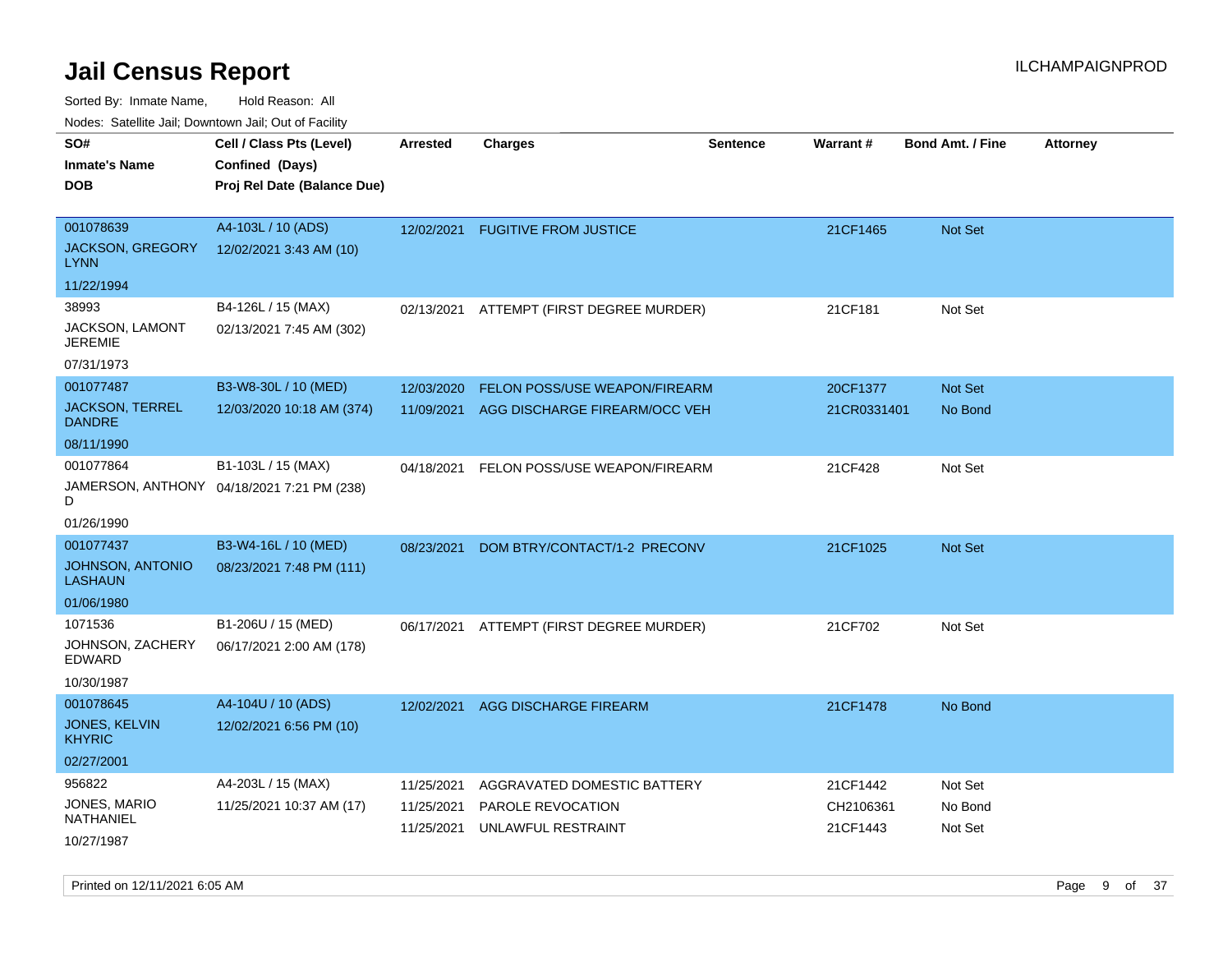# Jail Census Report

ILCHAMPAIGNPROD

Sorted By: Inmate Name, Hold Reason: All

Nodes: Satellite Jail; Downtown Jail; Out of Facility

| SO# / Inmate's Name / DOB | Cell / Class Pts (Level) / Confined (Days) / Proj Rel Date (Balance Due) | Arrested | Charges | Sentence | Warrant # | Bond Amt. / Fine | Attorney |
|---|---|---|---|---|---|---|---|
| 001078639<br>JACKSON, GREGORY LYNN<br>11/22/1994 | A4-103L / 10 (ADS)<br>12/02/2021 3:43 AM (10) | 12/02/2021 | FUGITIVE FROM JUSTICE | | 21CF1465 | Not Set | |
| 38993<br>JACKSON, LAMONT JEREMIE<br>07/31/1973 | B4-126L / 15 (MAX)<br>02/13/2021 7:45 AM (302) | 02/13/2021 | ATTEMPT (FIRST DEGREE MURDER) | | 21CF181 | Not Set | |
| 001077487<br>JACKSON, TERREL DANDRE<br>08/11/1990 | B3-W8-30L / 10 (MED)<br>12/03/2020 10:18 AM (374) | 12/03/2020<br>11/09/2021 | FELON POSS/USE WEAPON/FIREARM<br>AGG DISCHARGE FIREARM/OCC VEH | | 20CF1377<br>21CR0331401 | Not Set<br>No Bond | |
| 001077864<br>JAMERSON, ANTHONY D<br>01/26/1990 | B1-103L / 15 (MAX)<br>04/18/2021 7:21 PM (238) | 04/18/2021 | FELON POSS/USE WEAPON/FIREARM | | 21CF428 | Not Set | |
| 001077437<br>JOHNSON, ANTONIO LASHAUN<br>01/06/1980 | B3-W4-16L / 10 (MED)<br>08/23/2021 7:48 PM (111) | 08/23/2021 | DOM BTRY/CONTACT/1-2 PRECONV | | 21CF1025 | Not Set | |
| 1071536<br>JOHNSON, ZACHERY EDWARD<br>10/30/1987 | B1-206U / 15 (MED)<br>06/17/2021 2:00 AM (178) | 06/17/2021 | ATTEMPT (FIRST DEGREE MURDER) | | 21CF702 | Not Set | |
| 001078645<br>JONES, KELVIN KHYRIC<br>02/27/2001 | A4-104U / 10 (ADS)<br>12/02/2021 6:56 PM (10) | 12/02/2021 | AGG DISCHARGE FIREARM | | 21CF1478 | No Bond | |
| 956822<br>JONES, MARIO NATHANIEL<br>10/27/1987 | A4-203L / 15 (MAX)<br>11/25/2021 10:37 AM (17) | 11/25/2021<br>11/25/2021<br>11/25/2021 | AGGRAVATED DOMESTIC BATTERY<br>PAROLE REVOCATION<br>UNLAWFUL RESTRAINT | | 21CF1442<br>CH2106361<br>21CF1443 | Not Set<br>No Bond<br>Not Set | |

Printed on 12/11/2021 6:05 AM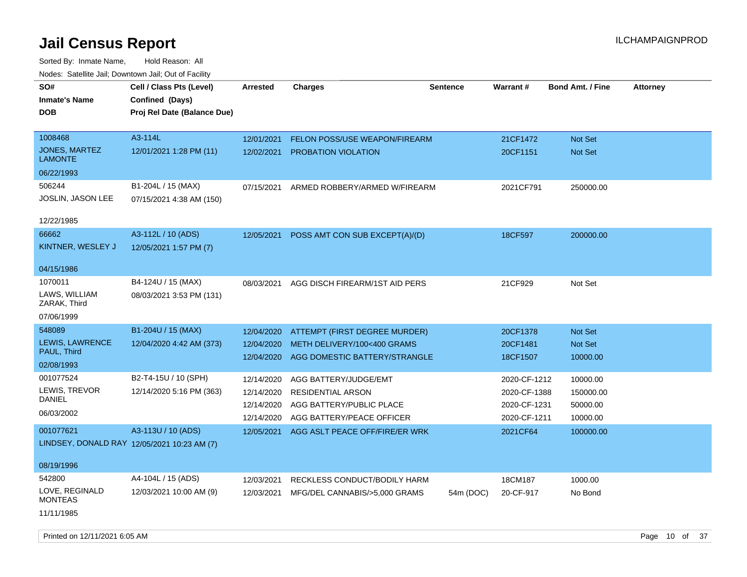# Jail Census Report

ILCHAMPAIGNPROD

Sorted By: Inmate Name, Hold Reason: All

Nodes: Satellite Jail; Downtown Jail; Out of Facility

| SO# / Inmate's Name / DOB | Cell / Class Pts (Level) / Confined (Days) / Proj Rel Date (Balance Due) | Arrested | Charges | Sentence | Warrant # | Bond Amt. / Fine | Attorney |
|---|---|---|---|---|---|---|---|
| 1008468<br>JONES, MARTEZ LAMONTE<br>06/22/1993 | A3-114L<br>12/01/2021 1:28 PM (11) | 12/01/2021<br>12/02/2021 | FELON POSS/USE WEAPON/FIREARM<br>PROBATION VIOLATION | | 21CF1472<br>20CF1151 | Not Set<br>Not Set | |
| 506244<br>JOSLIN, JASON LEE<br>12/22/1985 | B1-204L / 15 (MAX)<br>07/15/2021 4:38 AM (150) | 07/15/2021 | ARMED ROBBERY/ARMED W/FIREARM | | 2021CF791 | 250000.00 | |
| 66662<br>KINTNER, WESLEY J<br>04/15/1986 | A3-112L / 10 (ADS)<br>12/05/2021 1:57 PM (7) | 12/05/2021 | POSS AMT CON SUB EXCEPT(A)/(D) | | 18CF597 | 200000.00 | |
| 1070011<br>LAWS, WILLIAM ZARAK, Third<br>07/06/1999 | B4-124U / 15 (MAX)<br>08/03/2021 3:53 PM (131) | 08/03/2021 | AGG DISCH FIREARM/1ST AID PERS | | 21CF929 | Not Set | |
| 548089<br>LEWIS, LAWRENCE PAUL, Third<br>02/08/1993 | B1-204U / 15 (MAX)<br>12/04/2020 4:42 AM (373) | 12/04/2020<br>12/04/2020<br>12/04/2020 | ATTEMPT (FIRST DEGREE MURDER)<br>METH DELIVERY/100<400 GRAMS<br>AGG DOMESTIC BATTERY/STRANGLE | | 20CF1378<br>20CF1481<br>18CF1507 | Not Set<br>Not Set<br>10000.00 | |
| 001077524<br>LEWIS, TREVOR DANIEL<br>06/03/2002 | B2-T4-15U / 10 (SPH)<br>12/14/2020 5:16 PM (363) | 12/14/2020<br>12/14/2020<br>12/14/2020<br>12/14/2020 | AGG BATTERY/JUDGE/EMT<br>RESIDENTIAL ARSON<br>AGG BATTERY/PUBLIC PLACE<br>AGG BATTERY/PEACE OFFICER | | 2020-CF-1212<br>2020-CF-1388<br>2020-CF-1231<br>2020-CF-1211 | 10000.00<br>150000.00<br>50000.00<br>10000.00 | |
| 001077621<br>LINDSEY, DONALD RAY<br>08/19/1996 | A3-113U / 10 (ADS)<br>12/05/2021 10:23 AM (7) | 12/05/2021 | AGG ASLT PEACE OFF/FIRE/ER WRK | | 2021CF64 | 100000.00 | |
| 542800<br>LOVE, REGINALD MONTEAS<br>11/11/1985 | A4-104L / 15 (ADS)<br>12/03/2021 10:00 AM (9) | 12/03/2021<br>12/03/2021 | RECKLESS CONDUCT/BODILY HARM<br>MFG/DEL CANNABIS/>5,000 GRAMS | <br>54m (DOC) | 18CM187<br>20-CF-917 | 1000.00<br>No Bond | |

Printed on 12/11/2021 6:05 AM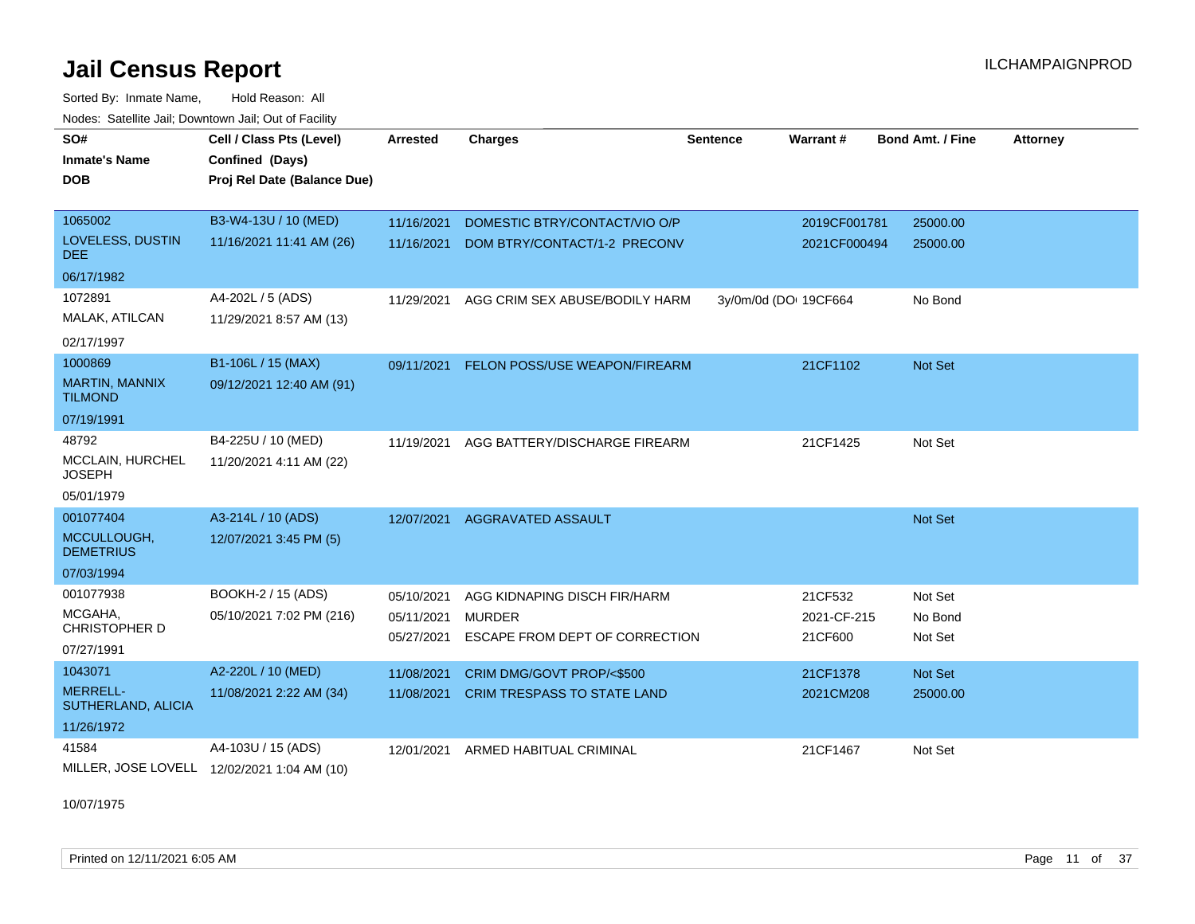# Jail Census Report

ILCHAMPAIGNPROD

Sorted By: Inmate Name, Hold Reason: All

Nodes: Satellite Jail; Downtown Jail; Out of Facility

| SO# / Inmate's Name / DOB | Cell / Class Pts (Level) / Confined (Days) / Proj Rel Date (Balance Due) | Arrested | Charges | Sentence | Warrant # | Bond Amt. / Fine | Attorney |
|---|---|---|---|---|---|---|---|
| 1065002<br>LOVELESS, DUSTIN DEE<br>06/17/1982 | B3-W4-13U / 10 (MED)<br>11/16/2021 11:41 AM (26) | 11/16/2021 | DOMESTIC BTRY/CONTACT/VIO O/P | | 2019CF001781 | 25000.00 | |
| | | 11/16/2021 | DOM BTRY/CONTACT/1-2 PRECONV | | 2021CF000494 | 25000.00 | |
| 1072891<br>MALAK, ATILCAN<br>02/17/1997 | A4-202L / 5 (ADS)<br>11/29/2021 8:57 AM (13) | 11/29/2021 | AGG CRIM SEX ABUSE/BODILY HARM | 3y/0m/0d (DO | 19CF664 | No Bond | |
| 1000869<br>MARTIN, MANNIX TILMOND<br>07/19/1991 | B1-106L / 15 (MAX)<br>09/12/2021 12:40 AM (91) | 09/11/2021 | FELON POSS/USE WEAPON/FIREARM | | 21CF1102 | Not Set | |
| 48792<br>MCCLAIN, HURCHEL JOSEPH<br>05/01/1979 | B4-225U / 10 (MED)<br>11/20/2021 4:11 AM (22) | 11/19/2021 | AGG BATTERY/DISCHARGE FIREARM | | 21CF1425 | Not Set | |
| 001077404<br>MCCULLOUGH, DEMETRIUS<br>07/03/1994 | A3-214L / 10 (ADS)<br>12/07/2021 3:45 PM (5) | 12/07/2021 | AGGRAVATED ASSAULT | | | Not Set | |
| 001077938<br>MCGAHA, CHRISTOPHER D<br>07/27/1991 | BOOKH-2 / 15 (ADS)<br>05/10/2021 7:02 PM (216) | 05/10/2021 | AGG KIDNAPING DISCH FIR/HARM | | 21CF532 | Not Set | |
| | | 05/11/2021 | MURDER | | 2021-CF-215 | No Bond | |
| | | 05/27/2021 | ESCAPE FROM DEPT OF CORRECTION | | 21CF600 | Not Set | |
| 1043071<br>MERRELL-SUTHERLAND, ALICIA<br>11/26/1972 | A2-220L / 10 (MED)<br>11/08/2021 2:22 AM (34) | 11/08/2021 | CRIM DMG/GOVT PROP/<$500 | | 21CF1378 | Not Set | |
| | | 11/08/2021 | CRIM TRESPASS TO STATE LAND | | 2021CM208 | 25000.00 | |
| 41584<br>MILLER, JOSE LOVELL<br>10/07/1975 | A4-103U / 15 (ADS)<br>12/02/2021 1:04 AM (10) | 12/01/2021 | ARMED HABITUAL CRIMINAL | | 21CF1467 | Not Set | |

Printed on 12/11/2021 6:05 AM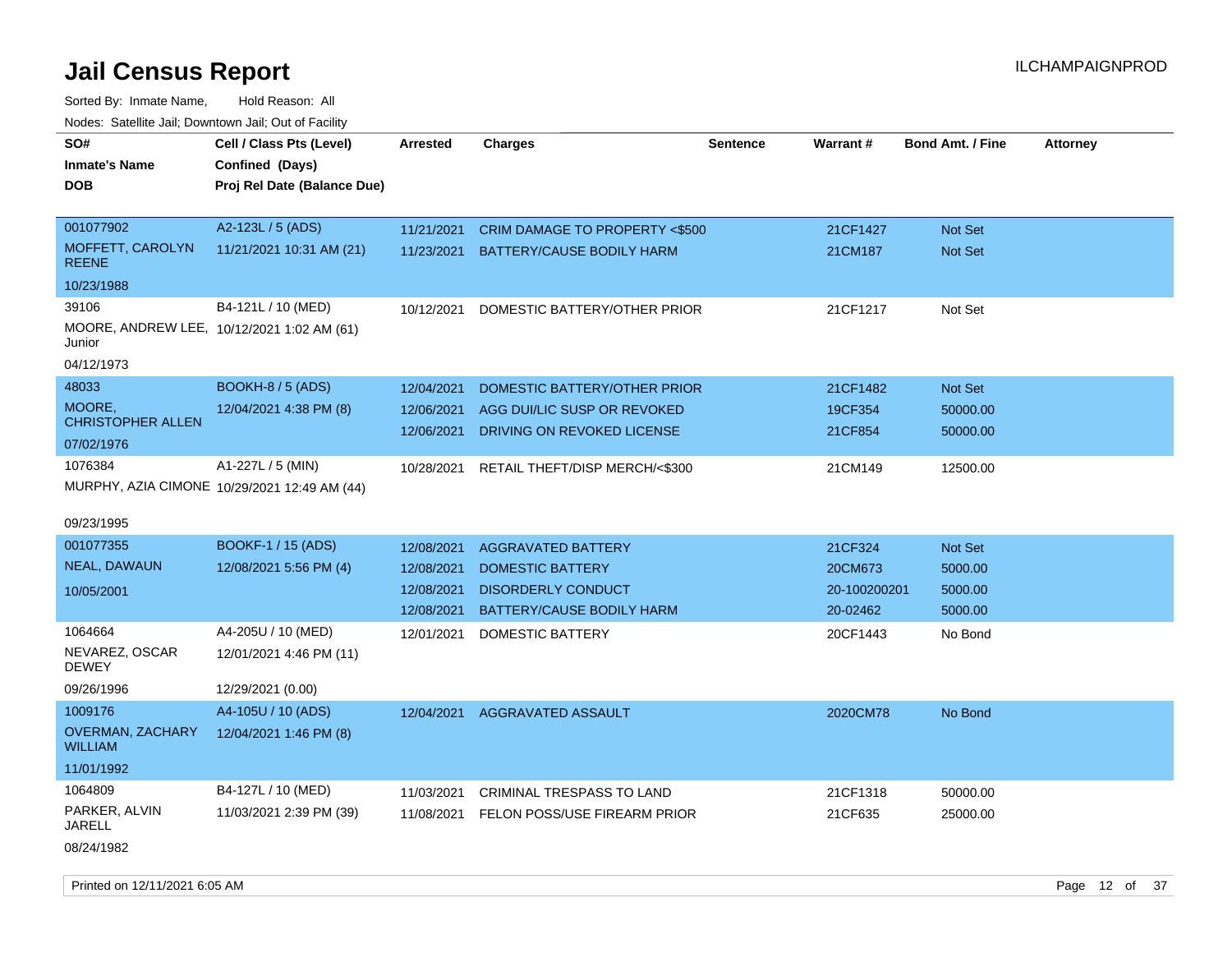# Jail Census Report

ILCHAMPAIGNPROD

Sorted By: Inmate Name, Hold Reason: All

Nodes: Satellite Jail; Downtown Jail; Out of Facility

| SO# / Inmate's Name / DOB | Cell / Class Pts (Level) / Confined (Days) / Proj Rel Date (Balance Due) | Arrested | Charges | Sentence | Warrant # | Bond Amt. / Fine | Attorney |
|---|---|---|---|---|---|---|---|
| 001077902<br>MOFFETT, CAROLYN REENE<br>10/23/1988 | A2-123L / 5 (ADS)<br>11/21/2021 10:31 AM (21) | 11/21/2021<br>11/23/2021 | CRIM DAMAGE TO PROPERTY <$500<br>BATTERY/CAUSE BODILY HARM | | 21CF1427<br>21CM187 | Not Set<br>Not Set | |
| 39106<br>MOORE, ANDREW LEE, Junior<br>04/12/1973 | B4-121L / 10 (MED)<br>10/12/2021 1:02 AM (61) | 10/12/2021 | DOMESTIC BATTERY/OTHER PRIOR | | 21CF1217 | Not Set | |
| 48033<br>MOORE, CHRISTOPHER ALLEN<br>07/02/1976 | BOOKH-8 / 5 (ADS)<br>12/04/2021 4:38 PM (8) | 12/04/2021<br>12/06/2021<br>12/06/2021 | DOMESTIC BATTERY/OTHER PRIOR<br>AGG DUI/LIC SUSP OR REVOKED<br>DRIVING ON REVOKED LICENSE | | 21CF1482<br>19CF354<br>21CF854 | Not Set<br>50000.00<br>50000.00 | |
| 1076384<br>MURPHY, AZIA CIMONE<br>09/23/1995 | A1-227L / 5 (MIN)<br>10/29/2021 12:49 AM (44) | 10/28/2021 | RETAIL THEFT/DISP MERCH/<$300 | | 21CM149 | 12500.00 | |
| 001077355<br>NEAL, DAWAUN<br>10/05/2001 | BOOKF-1 / 15 (ADS)<br>12/08/2021 5:56 PM (4) | 12/08/2021<br>12/08/2021<br>12/08/2021<br>12/08/2021 | AGGRAVATED BATTERY<br>DOMESTIC BATTERY<br>DISORDERLY CONDUCT<br>BATTERY/CAUSE BODILY HARM | | 21CF324<br>20CM673<br>20-100200201<br>20-02462 | Not Set<br>5000.00<br>5000.00<br>5000.00 | |
| 1064664<br>NEVAREZ, OSCAR DEWEY<br>09/26/1996 | A4-205U / 10 (MED)<br>12/01/2021 4:46 PM (11)<br>12/29/2021 (0.00) | 12/01/2021 | DOMESTIC BATTERY | | 20CF1443 | No Bond | |
| 1009176<br>OVERMAN, ZACHARY WILLIAM<br>11/01/1992 | A4-105U / 10 (ADS)<br>12/04/2021 1:46 PM (8) | 12/04/2021 | AGGRAVATED ASSAULT | | 2020CM78 | No Bond | |
| 1064809<br>PARKER, ALVIN JARELL<br>08/24/1982 | B4-127L / 10 (MED)<br>11/03/2021 2:39 PM (39) | 11/03/2021<br>11/08/2021 | CRIMINAL TRESPASS TO LAND<br>FELON POSS/USE FIREARM PRIOR | | 21CF1318<br>21CF635 | 50000.00<br>25000.00 | |

Printed on 12/11/2021 6:05 AM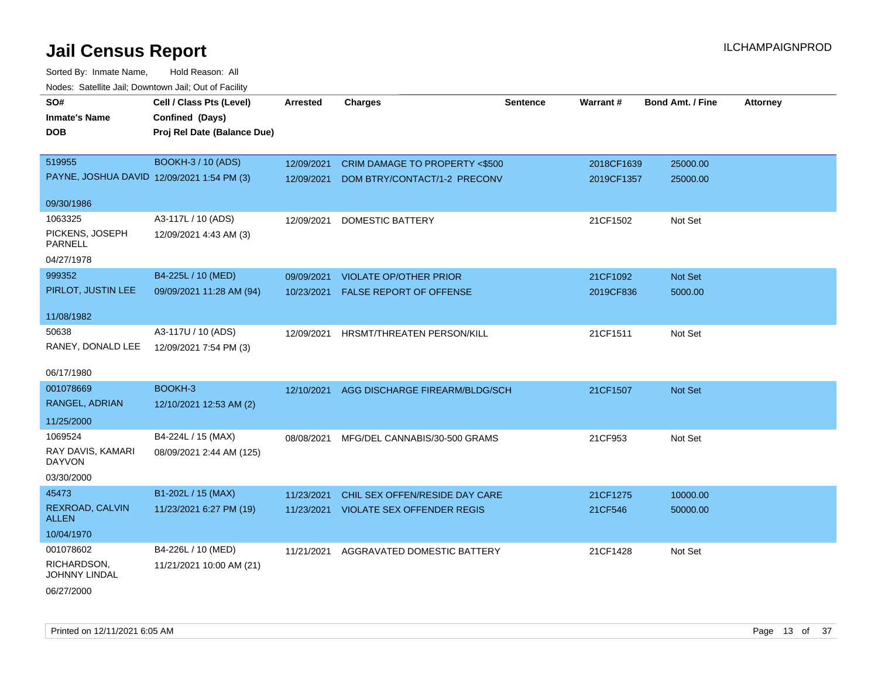# Jail Census Report

ILCHAMPAIGNPROD

Sorted By: Inmate Name, Hold Reason: All

Nodes: Satellite Jail; Downtown Jail; Out of Facility

| SO# / Inmate's Name / DOB | Cell / Class Pts (Level) / Confined (Days) / Proj Rel Date (Balance Due) | Arrested | Charges | Sentence | Warrant # | Bond Amt. / Fine | Attorney |
|---|---|---|---|---|---|---|---|
| 519955<br>PAYNE, JOSHUA DAVID<br>09/30/1986 | BOOKH-3 / 10 (ADS)<br>12/09/2021 1:54 PM (3) | 12/09/2021<br>12/09/2021 | CRIM DAMAGE TO PROPERTY <$500<br>DOM BTRY/CONTACT/1-2 PRECONV | | 2018CF1639<br>2019CF1357 | 25000.00<br>25000.00 | |
| 1063325<br>PICKENS, JOSEPH PARNELL<br>04/27/1978 | A3-117L / 10 (ADS)<br>12/09/2021 4:43 AM (3) | 12/09/2021 | DOMESTIC BATTERY | | 21CF1502 | Not Set | |
| 999352<br>PIRLOT, JUSTIN LEE<br>11/08/1982 | B4-225L / 10 (MED)<br>09/09/2021 11:28 AM (94) | 09/09/2021<br>10/23/2021 | VIOLATE OP/OTHER PRIOR<br>FALSE REPORT OF OFFENSE | | 21CF1092<br>2019CF836 | Not Set<br>5000.00 | |
| 50638<br>RANEY, DONALD LEE<br>06/17/1980 | A3-117U / 10 (ADS)<br>12/09/2021 7:54 PM (3) | 12/09/2021 | HRSMT/THREATEN PERSON/KILL | | 21CF1511 | Not Set | |
| 001078669<br>RANGEL, ADRIAN<br>11/25/2000 | BOOKH-3<br>12/10/2021 12:53 AM (2) | 12/10/2021 | AGG DISCHARGE FIREARM/BLDG/SCH | | 21CF1507 | Not Set | |
| 1069524<br>RAY DAVIS, KAMARI DAYVON<br>03/30/2000 | B4-224L / 15 (MAX)<br>08/09/2021 2:44 AM (125) | 08/08/2021 | MFG/DEL CANNABIS/30-500 GRAMS | | 21CF953 | Not Set | |
| 45473<br>REXROAD, CALVIN ALLEN<br>10/04/1970 | B1-202L / 15 (MAX)<br>11/23/2021 6:27 PM (19) | 11/23/2021<br>11/23/2021 | CHIL SEX OFFEN/RESIDE DAY CARE<br>VIOLATE SEX OFFENDER REGIS | | 21CF1275<br>21CF546 | 10000.00<br>50000.00 | |
| 001078602<br>RICHARDSON, JOHNNY LINDAL<br>06/27/2000 | B4-226L / 10 (MED)<br>11/21/2021 10:00 AM (21) | 11/21/2021 | AGGRAVATED DOMESTIC BATTERY | | 21CF1428 | Not Set | |

Printed on 12/11/2021 6:05 AM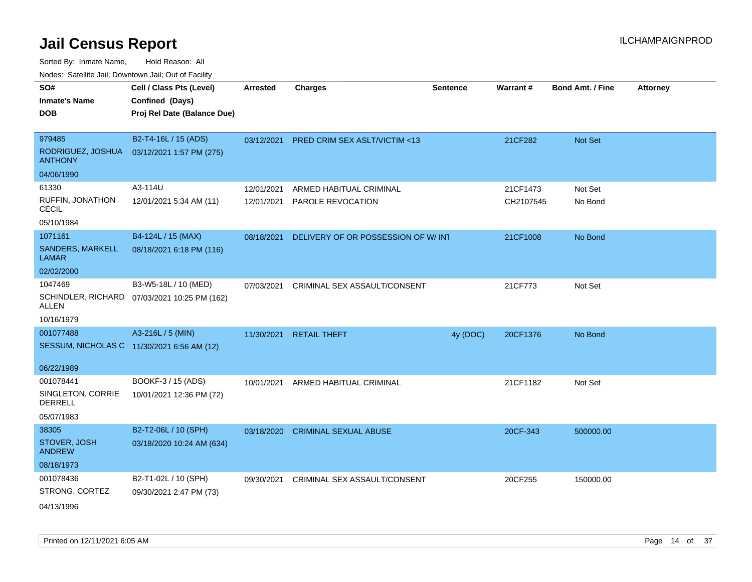# Jail Census Report

ILCHAMPAIGNPROD

Sorted By: Inmate Name, Hold Reason: All

Nodes: Satellite Jail; Downtown Jail; Out of Facility

| SO# / Inmate's Name / DOB | Cell / Class Pts (Level) / Confined (Days) / Proj Rel Date (Balance Due) | Arrested | Charges | Sentence | Warrant # | Bond Amt. / Fine | Attorney |
|---|---|---|---|---|---|---|---|
| 979485<br>RODRIGUEZ, JOSHUA ANTHONY<br>04/06/1990 | B2-T4-16L / 15 (ADS)<br>03/12/2021 1:57 PM (275) | 03/12/2021 | PRED CRIM SEX ASLT/VICTIM <13 | | 21CF282 | Not Set | |
| 61330<br>RUFFIN, JONATHON CECIL<br>05/10/1984 | A3-114U<br>12/01/2021 5:34 AM (11) | 12/01/2021<br>12/01/2021 | ARMED HABITUAL CRIMINAL<br>PAROLE REVOCATION | | 21CF1473<br>CH2107545 | Not Set<br>No Bond | |
| 1071161<br>SANDERS, MARKELL LAMAR<br>02/02/2000 | B4-124L / 15 (MAX)<br>08/18/2021 6:18 PM (116) | 08/18/2021 | DELIVERY OF OR POSSESSION OF W/ INT | | 21CF1008 | No Bond | |
| 1047469<br>SCHINDLER, RICHARD ALLEN<br>10/16/1979 | B3-W5-18L / 10 (MED)<br>07/03/2021 10:25 PM (162) | 07/03/2021 | CRIMINAL SEX ASSAULT/CONSENT | | 21CF773 | Not Set | |
| 001077488<br>SESSUM, NICHOLAS C<br>06/22/1989 | A3-216L / 5 (MIN)<br>11/30/2021 6:56 AM (12) | 11/30/2021 | RETAIL THEFT | 4y (DOC) | 20CF1376 | No Bond | |
| 001078441<br>SINGLETON, CORRIE DERRELL<br>05/07/1983 | BOOKF-3 / 15 (ADS)<br>10/01/2021 12:36 PM (72) | 10/01/2021 | ARMED HABITUAL CRIMINAL | | 21CF1182 | Not Set | |
| 38305<br>STOVER, JOSH ANDREW<br>08/18/1973 | B2-T2-06L / 10 (SPH)<br>03/18/2020 10:24 AM (634) | 03/18/2020 | CRIMINAL SEXUAL ABUSE | | 20CF-343 | 500000.00 | |
| 001078436<br>STRONG, CORTEZ<br>04/13/1996 | B2-T1-02L / 10 (SPH)<br>09/30/2021 2:47 PM (73) | 09/30/2021 | CRIMINAL SEX ASSAULT/CONSENT | | 20CF255 | 150000.00 | |

Printed on 12/11/2021 6:05 AM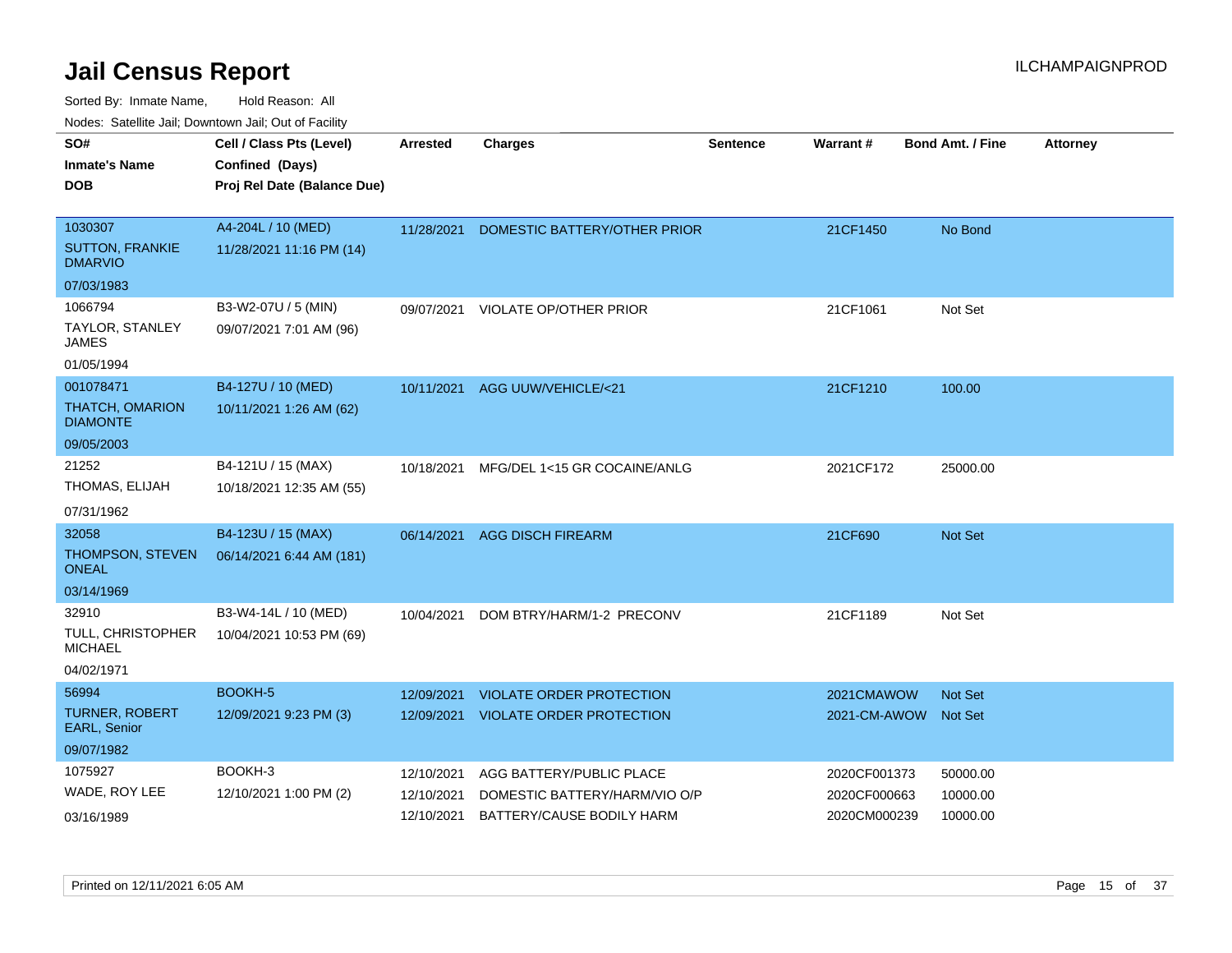# Jail Census Report

ILCHAMPAIGNPROD

Sorted By: Inmate Name, Hold Reason: All

Nodes: Satellite Jail; Downtown Jail; Out of Facility

| SO# / Inmate's Name / DOB | Cell / Class Pts (Level) / Confined (Days) / Proj Rel Date (Balance Due) | Arrested | Charges | Sentence | Warrant # | Bond Amt. / Fine | Attorney |
|---|---|---|---|---|---|---|---|
| 1030307 SUTTON, FRANKIE DMARVIO 07/03/1983 | A4-204L / 10 (MED) 11/28/2021 11:16 PM (14) | 11/28/2021 | DOMESTIC BATTERY/OTHER PRIOR | | 21CF1450 | No Bond | |
| 1066794 TAYLOR, STANLEY JAMES 01/05/1994 | B3-W2-07U / 5 (MIN) 09/07/2021 7:01 AM (96) | 09/07/2021 | VIOLATE OP/OTHER PRIOR | | 21CF1061 | Not Set | |
| 001078471 THATCH, OMARION DIAMONTE 09/05/2003 | B4-127U / 10 (MED) 10/11/2021 1:26 AM (62) | 10/11/2021 | AGG UUW/VEHICLE/<21 | | 21CF1210 | 100.00 | |
| 21252 THOMAS, ELIJAH 07/31/1962 | B4-121U / 15 (MAX) 10/18/2021 12:35 AM (55) | 10/18/2021 | MFG/DEL 1<15 GR COCAINE/ANLG | | 2021CF172 | 25000.00 | |
| 32058 THOMPSON, STEVEN ONEAL 03/14/1969 | B4-123U / 15 (MAX) 06/14/2021 6:44 AM (181) | 06/14/2021 | AGG DISCH FIREARM | | 21CF690 | Not Set | |
| 32910 TULL, CHRISTOPHER MICHAEL 04/02/1971 | B3-W4-14L / 10 (MED) 10/04/2021 10:53 PM (69) | 10/04/2021 | DOM BTRY/HARM/1-2 PRECONV | | 21CF1189 | Not Set | |
| 56994 TURNER, ROBERT EARL, Senior 09/07/1982 | BOOKH-5 12/09/2021 9:23 PM (3) | 12/09/2021 | VIOLATE ORDER PROTECTION | | 2021CMAWOW | Not Set | |
| | | 12/09/2021 | VIOLATE ORDER PROTECTION | | 2021-CM-AWOW | Not Set | |
| 1075927 WADE, ROY LEE 03/16/1989 | BOOKH-3 12/10/2021 1:00 PM (2) | 12/10/2021 | AGG BATTERY/PUBLIC PLACE | | 2020CF001373 | 50000.00 | |
| | | 12/10/2021 | DOMESTIC BATTERY/HARM/VIO O/P | | 2020CF000663 | 10000.00 | |
| | | 12/10/2021 | BATTERY/CAUSE BODILY HARM | | 2020CM000239 | 10000.00 | |

Printed on 12/11/2021 6:05 AM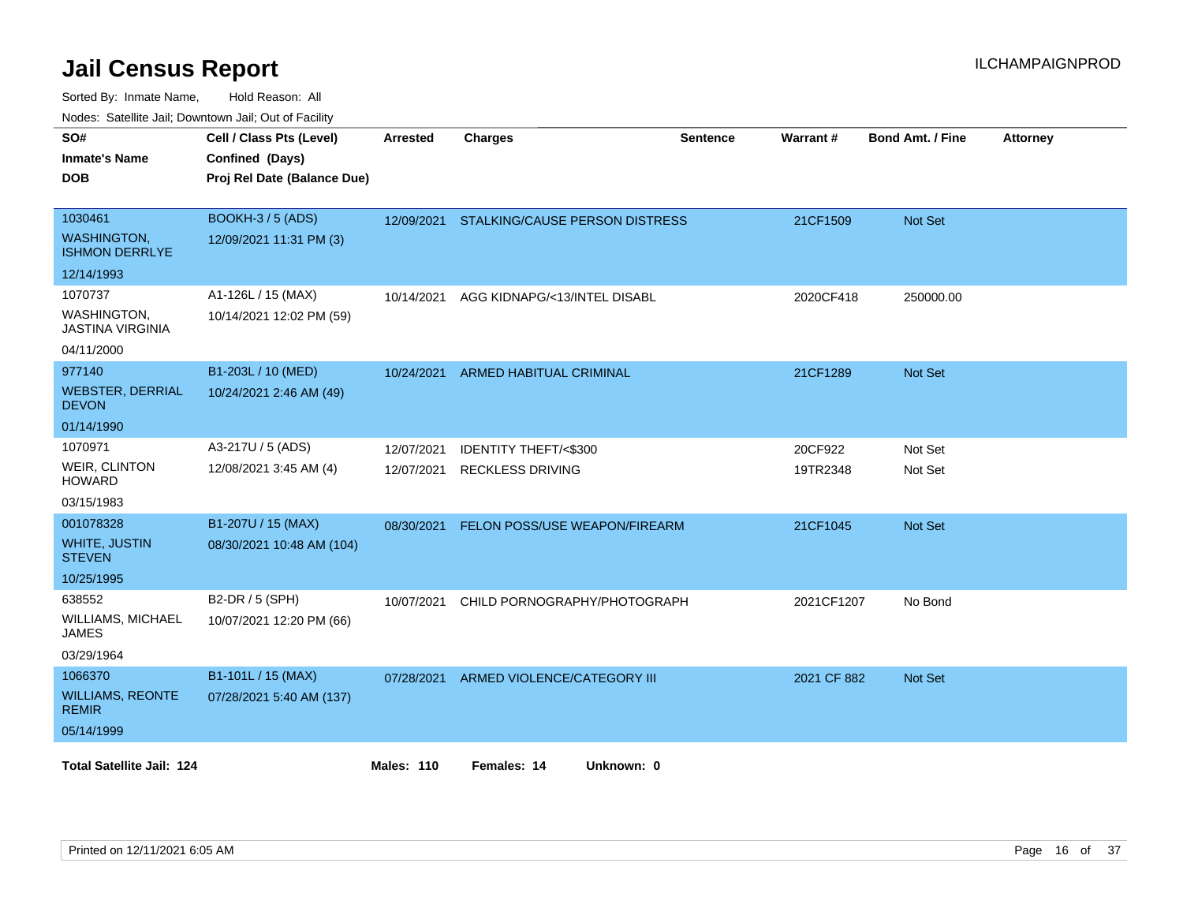# Jail Census Report

ILCHAMPAIGNPROD

Sorted By: Inmate Name, Hold Reason: All

Nodes: Satellite Jail; Downtown Jail; Out of Facility

| SO# / Inmate's Name / DOB | Cell / Class Pts (Level) / Confined (Days) / Proj Rel Date (Balance Due) | Arrested | Charges | Sentence | Warrant # | Bond Amt. / Fine | Attorney |
|---|---|---|---|---|---|---|---|
| 1030461<br>WASHINGTON, ISHMON DERRLYE<br>12/14/1993 | BOOKH-3 / 5 (ADS)<br>12/09/2021 11:31 PM (3) | 12/09/2021 | STALKING/CAUSE PERSON DISTRESS | | 21CF1509 | Not Set | |
| 1070737<br>WASHINGTON, JASTINA VIRGINIA<br>04/11/2000 | A1-126L / 15 (MAX)<br>10/14/2021 12:02 PM (59) | 10/14/2021 | AGG KIDNAPG/<13/INTEL DISABL | | 2020CF418 | 250000.00 | |
| 977140<br>WEBSTER, DERRIAL DEVON<br>01/14/1990 | B1-203L / 10 (MED)<br>10/24/2021 2:46 AM (49) | 10/24/2021 | ARMED HABITUAL CRIMINAL | | 21CF1289 | Not Set | |
| 1070971<br>WEIR, CLINTON HOWARD<br>03/15/1983 | A3-217U / 5 (ADS)<br>12/08/2021 3:45 AM (4) | 12/07/2021<br>12/07/2021 | IDENTITY THEFT/<$300<br>RECKLESS DRIVING | | 20CF922<br>19TR2348 | Not Set<br>Not Set | |
| 001078328<br>WHITE, JUSTIN STEVEN<br>10/25/1995 | B1-207U / 15 (MAX)<br>08/30/2021 10:48 AM (104) | 08/30/2021 | FELON POSS/USE WEAPON/FIREARM | | 21CF1045 | Not Set | |
| 638552<br>WILLIAMS, MICHAEL JAMES<br>03/29/1964 | B2-DR / 5 (SPH)<br>10/07/2021 12:20 PM (66) | 10/07/2021 | CHILD PORNOGRAPHY/PHOTOGRAPH | | 2021CF1207 | No Bond | |
| 1066370<br>WILLIAMS, REONTE REMIR<br>05/14/1999 | B1-101L / 15 (MAX)<br>07/28/2021 5:40 AM (137) | 07/28/2021 | ARMED VIOLENCE/CATEGORY III | | 2021 CF 882 | Not Set | |

**Total Satellite Jail: 124** **Males: 110** **Females: 14** **Unknown: 0**

Printed on 12/11/2021 6:05 AM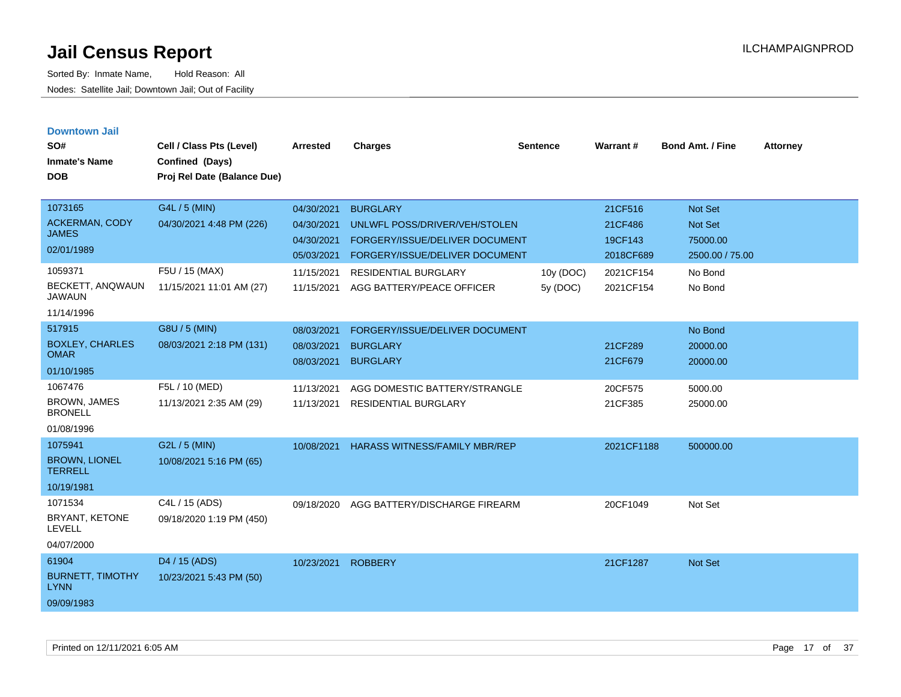# Jail Census Report

Sorted By: Inmate Name, Hold Reason: All

Nodes: Satellite Jail; Downtown Jail; Out of Facility

ILCHAMPAIGNPROD

## Downtown Jail

| SO# / Inmate's Name / DOB | Cell / Class Pts (Level) / Confined (Days) / Proj Rel Date (Balance Due) | Arrested | Charges | Sentence | Warrant # | Bond Amt. / Fine | Attorney |
|---|---|---|---|---|---|---|---|
| 1073165 ACKERMAN, CODY JAMES 02/01/1989 | G4L / 5 (MIN) 04/30/2021 4:48 PM (226) | 04/30/2021 | BURGLARY | | 21CF516 | Not Set | |
| | | 04/30/2021 | UNLWFL POSS/DRIVER/VEH/STOLEN | | 21CF486 | Not Set | |
| | | 04/30/2021 | FORGERY/ISSUE/DELIVER DOCUMENT | | 19CF143 | 75000.00 | |
| | | 05/03/2021 | FORGERY/ISSUE/DELIVER DOCUMENT | | 2018CF689 | 2500.00 / 75.00 | |
| 1059371 BECKETT, ANQWAUN JAWAUN 11/14/1996 | F5U / 15 (MAX) 11/15/2021 11:01 AM (27) | 11/15/2021 | RESIDENTIAL BURGLARY | 10y (DOC) | 2021CF154 | No Bond | |
| | | 11/15/2021 | AGG BATTERY/PEACE OFFICER | 5y (DOC) | 2021CF154 | No Bond | |
| 517915 BOXLEY, CHARLES OMAR 01/10/1985 | G8U / 5 (MIN) 08/03/2021 2:18 PM (131) | 08/03/2021 | FORGERY/ISSUE/DELIVER DOCUMENT | | | No Bond | |
| | | 08/03/2021 | BURGLARY | | 21CF289 | 20000.00 | |
| | | 08/03/2021 | BURGLARY | | 21CF679 | 20000.00 | |
| 1067476 BROWN, JAMES BRONELL 01/08/1996 | F5L / 10 (MED) 11/13/2021 2:35 AM (29) | 11/13/2021 | AGG DOMESTIC BATTERY/STRANGLE | | 20CF575 | 5000.00 | |
| | | 11/13/2021 | RESIDENTIAL BURGLARY | | 21CF385 | 25000.00 | |
| 1075941 BROWN, LIONEL TERRELL 10/19/1981 | G2L / 5 (MIN) 10/08/2021 5:16 PM (65) | 10/08/2021 | HARASS WITNESS/FAMILY MBR/REP | | 2021CF1188 | 500000.00 | |
| 1071534 BRYANT, KETONE LEVELL 04/07/2000 | C4L / 15 (ADS) 09/18/2020 1:19 PM (450) | 09/18/2020 | AGG BATTERY/DISCHARGE FIREARM | | 20CF1049 | Not Set | |
| 61904 BURNETT, TIMOTHY LYNN 09/09/1983 | D4 / 15 (ADS) 10/23/2021 5:43 PM (50) | 10/23/2021 | ROBBERY | | 21CF1287 | Not Set | |

Printed on 12/11/2021 6:05 AM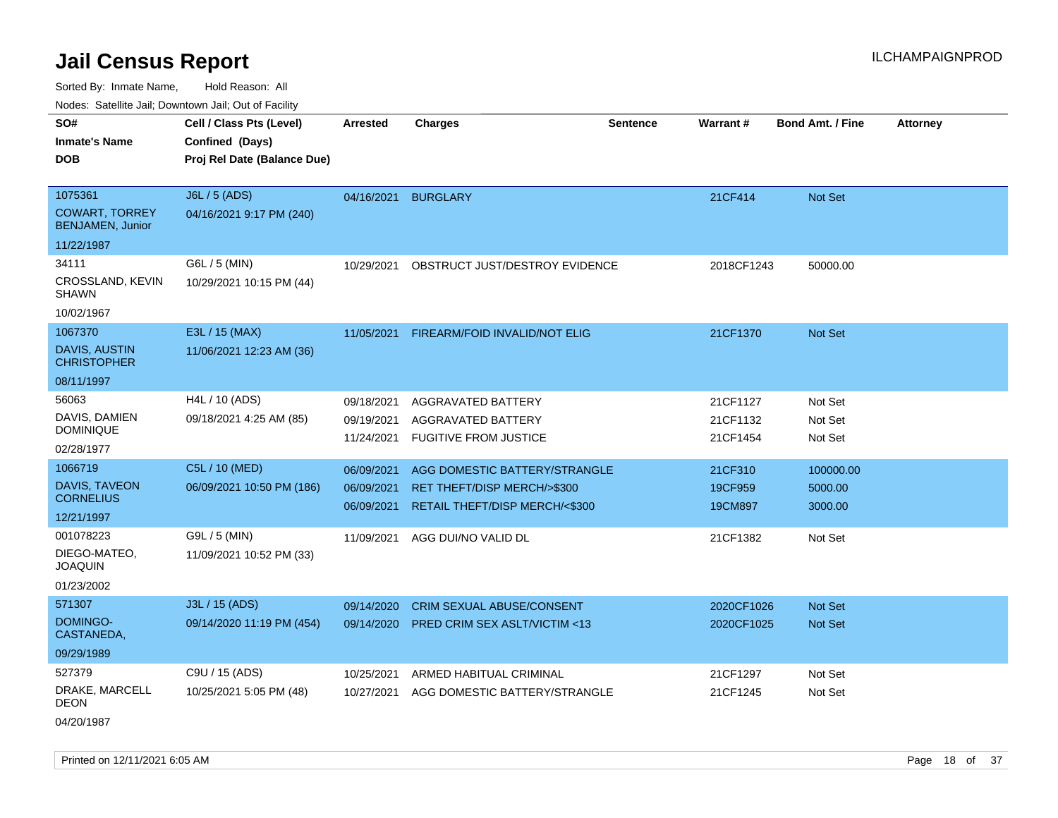# Jail Census Report

ILCHAMPAIGNPROD

Sorted By: Inmate Name, Hold Reason: All

Nodes: Satellite Jail; Downtown Jail; Out of Facility

| SO# / Inmate's Name / DOB | Cell / Class Pts (Level) / Confined (Days) / Proj Rel Date (Balance Due) | Arrested | Charges | Sentence | Warrant # | Bond Amt. / Fine | Attorney |
|---|---|---|---|---|---|---|---|
| 1075361<br>COWART, TORREY BENJAMEN, Junior<br>11/22/1987 | J6L / 5 (ADS)<br>04/16/2021 9:17 PM (240) | 04/16/2021 | BURGLARY | | 21CF414 | Not Set | |
| 34111<br>CROSSLAND, KEVIN SHAWN<br>10/02/1967 | G6L / 5 (MIN)<br>10/29/2021 10:15 PM (44) | 10/29/2021 | OBSTRUCT JUST/DESTROY EVIDENCE | | 2018CF1243 | 50000.00 | |
| 1067370<br>DAVIS, AUSTIN CHRISTOPHER<br>08/11/1997 | E3L / 15 (MAX)<br>11/06/2021 12:23 AM (36) | 11/05/2021 | FIREARM/FOID INVALID/NOT ELIG | | 21CF1370 | Not Set | |
| 56063<br>DAVIS, DAMIEN DOMINIQUE<br>02/28/1977 | H4L / 10 (ADS)<br>09/18/2021 4:25 AM (85) | 09/18/2021<br>09/19/2021<br>11/24/2021 | AGGRAVATED BATTERY<br>AGGRAVATED BATTERY<br>FUGITIVE FROM JUSTICE | | 21CF1127<br>21CF1132<br>21CF1454 | Not Set<br>Not Set<br>Not Set | |
| 1066719<br>DAVIS, TAVEON CORNELIUS<br>12/21/1997 | C5L / 10 (MED)<br>06/09/2021 10:50 PM (186) | 06/09/2021<br>06/09/2021<br>06/09/2021 | AGG DOMESTIC BATTERY/STRANGLE<br>RET THEFT/DISP MERCH/>$300<br>RETAIL THEFT/DISP MERCH/<$300 | | 21CF310<br>19CF959<br>19CM897 | 100000.00<br>5000.00<br>3000.00 | |
| 001078223<br>DIEGO-MATEO, JOAQUIN<br>01/23/2002 | G9L / 5 (MIN)<br>11/09/2021 10:52 PM (33) | 11/09/2021 | AGG DUI/NO VALID DL | | 21CF1382 | Not Set | |
| 571307<br>DOMINGO-CASTANEDA,<br>09/29/1989 | J3L / 15 (ADS)<br>09/14/2020 11:19 PM (454) | 09/14/2020<br>09/14/2020 | CRIM SEXUAL ABUSE/CONSENT<br>PRED CRIM SEX ASLT/VICTIM <13 | | 2020CF1026<br>2020CF1025 | Not Set<br>Not Set | |
| 527379<br>DRAKE, MARCELL DEON<br>04/20/1987 | C9U / 15 (ADS)<br>10/25/2021 5:05 PM (48) | 10/25/2021<br>10/27/2021 | ARMED HABITUAL CRIMINAL<br>AGG DOMESTIC BATTERY/STRANGLE | | 21CF1297<br>21CF1245 | Not Set<br>Not Set | |

Printed on 12/11/2021 6:05 AM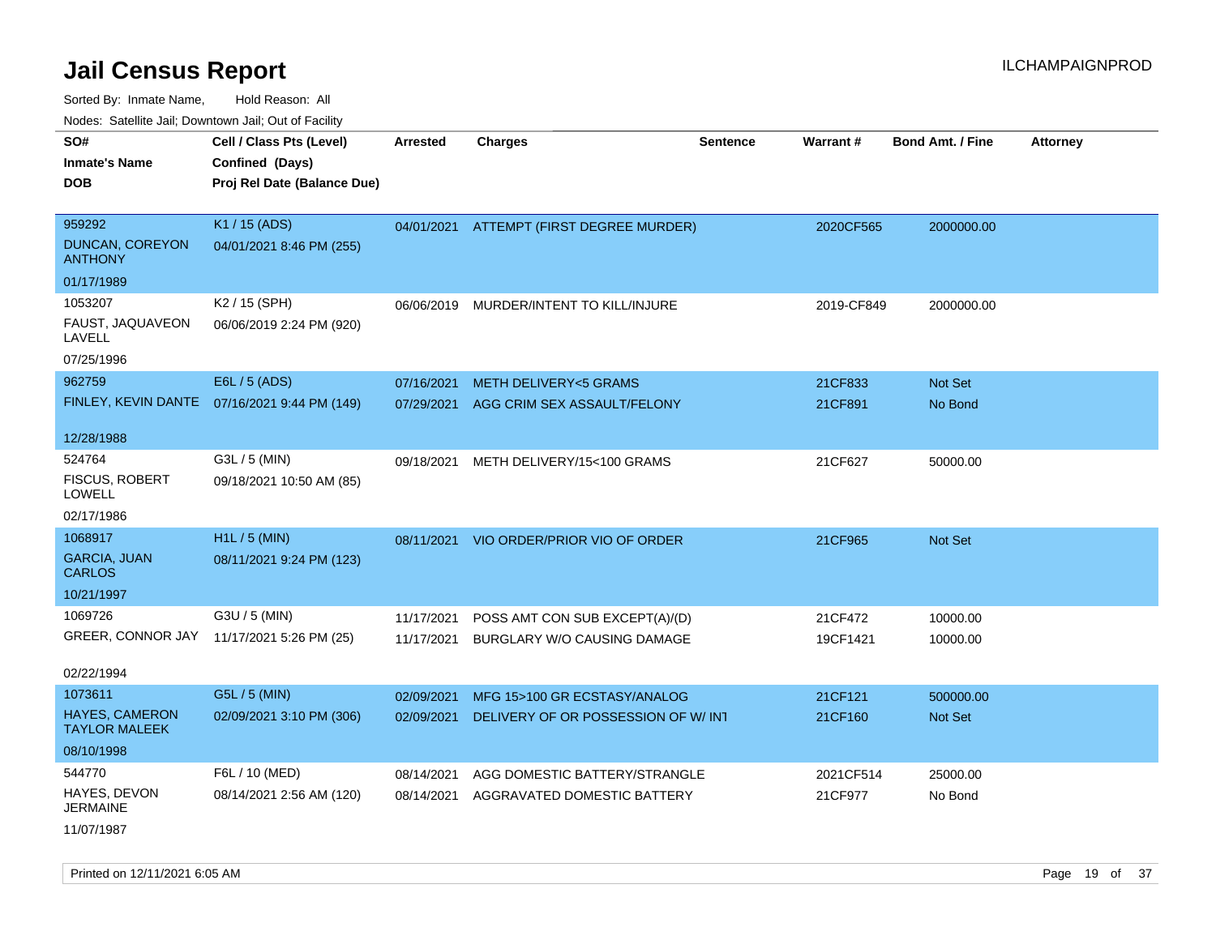# Jail Census Report

ILCHAMPAIGNPROD

Sorted By: Inmate Name, Hold Reason: All

Nodes: Satellite Jail; Downtown Jail; Out of Facility

| SO# / Inmate's Name / DOB | Cell / Class Pts (Level) / Confined (Days) / Proj Rel Date (Balance Due) | Arrested | Charges | Sentence | Warrant # | Bond Amt. / Fine | Attorney |
|---|---|---|---|---|---|---|---|
| 959292<br>DUNCAN, COREYON ANTHONY<br>01/17/1989 | K1 / 15 (ADS)<br>04/01/2021 8:46 PM (255) | 04/01/2021 | ATTEMPT (FIRST DEGREE MURDER) | | 2020CF565 | 2000000.00 | |
| 1053207<br>FAUST, JAQUAVEON LAVELL<br>07/25/1996 | K2 / 15 (SPH)<br>06/06/2019 2:24 PM (920) | 06/06/2019 | MURDER/INTENT TO KILL/INJURE | | 2019-CF849 | 2000000.00 | |
| 962759<br>FINLEY, KEVIN DANTE<br>12/28/1988 | E6L / 5 (ADS)<br>07/16/2021 9:44 PM (149) | 07/16/2021<br>07/29/2021 | METH DELIVERY<5 GRAMS<br>AGG CRIM SEX ASSAULT/FELONY | | 21CF833<br>21CF891 | Not Set<br>No Bond | |
| 524764<br>FISCUS, ROBERT LOWELL<br>02/17/1986 | G3L / 5 (MIN)<br>09/18/2021 10:50 AM (85) | 09/18/2021 | METH DELIVERY/15<100 GRAMS | | 21CF627 | 50000.00 | |
| 1068917<br>GARCIA, JUAN CARLOS<br>10/21/1997 | H1L / 5 (MIN)<br>08/11/2021 9:24 PM (123) | 08/11/2021 | VIO ORDER/PRIOR VIO OF ORDER | | 21CF965 | Not Set | |
| 1069726<br>GREER, CONNOR JAY<br>02/22/1994 | G3U / 5 (MIN)<br>11/17/2021 5:26 PM (25) | 11/17/2021<br>11/17/2021 | POSS AMT CON SUB EXCEPT(A)/(D)<br>BURGLARY W/O CAUSING DAMAGE | | 21CF472<br>19CF1421 | 10000.00<br>10000.00 | |
| 1073611<br>HAYES, CAMERON TAYLOR MALEEK<br>08/10/1998 | G5L / 5 (MIN)<br>02/09/2021 3:10 PM (306) | 02/09/2021<br>02/09/2021 | MFG 15>100 GR ECSTASY/ANALOG<br>DELIVERY OF OR POSSESSION OF W/ INT | | 21CF121<br>21CF160 | 500000.00<br>Not Set | |
| 544770<br>HAYES, DEVON JERMAINE<br>11/07/1987 | F6L / 10 (MED)<br>08/14/2021 2:56 AM (120) | 08/14/2021<br>08/14/2021 | AGG DOMESTIC BATTERY/STRANGLE<br>AGGRAVATED DOMESTIC BATTERY | | 2021CF514<br>21CF977 | 25000.00<br>No Bond | |

Printed on 12/11/2021 6:05 AM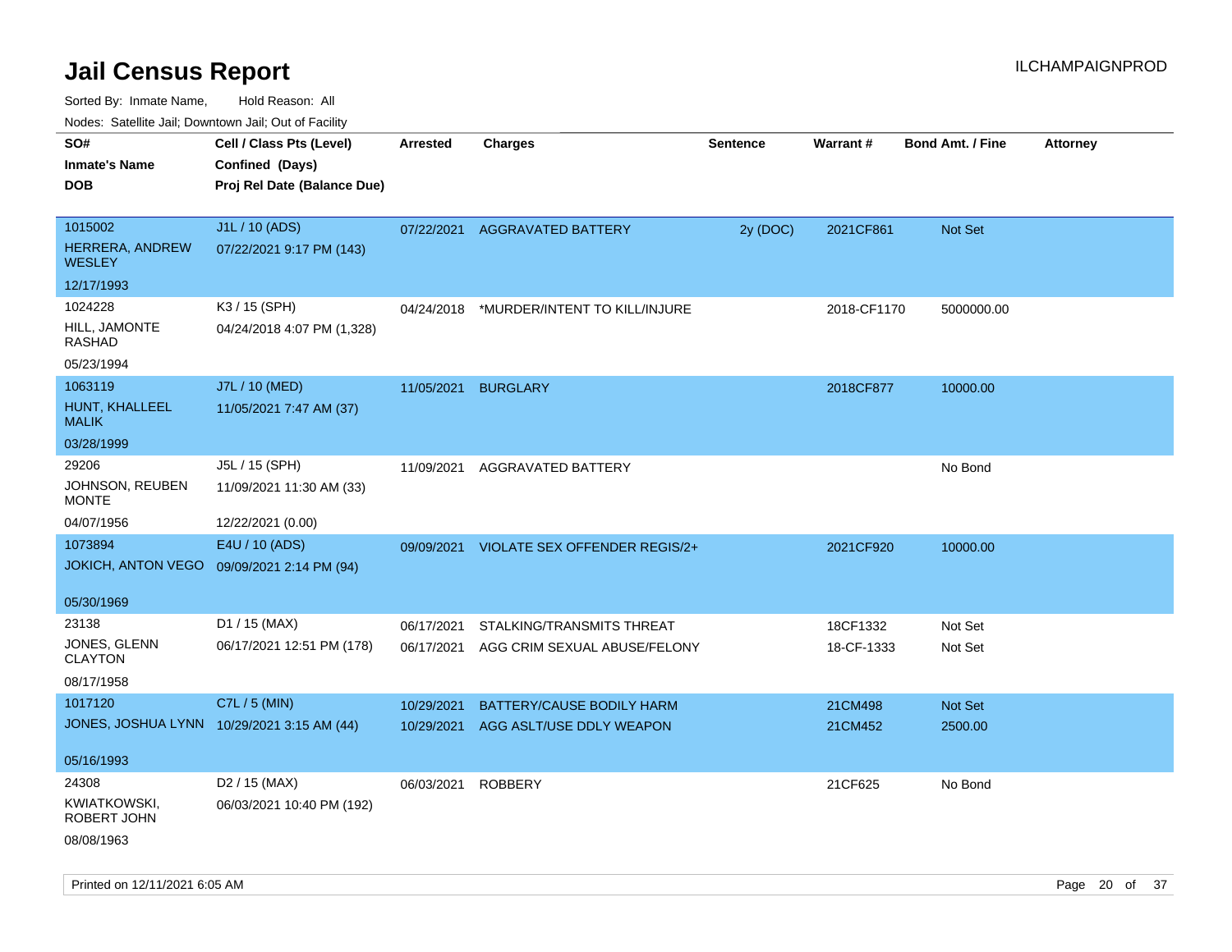# Jail Census Report

ILCHAMPAIGNPROD

Sorted By: Inmate Name, Hold Reason: All

Nodes: Satellite Jail; Downtown Jail; Out of Facility

| SO# / Inmate's Name / DOB | Cell / Class Pts (Level) / Confined (Days) / Proj Rel Date (Balance Due) | Arrested | Charges | Sentence | Warrant # | Bond Amt. / Fine | Attorney |
|---|---|---|---|---|---|---|---|
| 1015002<br>HERRERA, ANDREW WESLEY<br>12/17/1993 | J1L / 10 (ADS)<br>07/22/2021 9:17 PM (143) | 07/22/2021 | AGGRAVATED BATTERY | 2y (DOC) | 2021CF861 | Not Set | |
| 1024228<br>HILL, JAMONTE RASHAD<br>05/23/1994 | K3 / 15 (SPH)<br>04/24/2018 4:07 PM (1,328) | 04/24/2018 | *MURDER/INTENT TO KILL/INJURE | | 2018-CF1170 | 5000000.00 | |
| 1063119<br>HUNT, KHALLEEL MALIK<br>03/28/1999 | J7L / 10 (MED)<br>11/05/2021 7:47 AM (37) | 11/05/2021 | BURGLARY | | 2018CF877 | 10000.00 | |
| 29206<br>JOHNSON, REUBEN MONTE<br>04/07/1956 | J5L / 15 (SPH)<br>11/09/2021 11:30 AM (33)<br>12/22/2021 (0.00) | 11/09/2021 | AGGRAVATED BATTERY | | | No Bond | |
| 1073894<br>JOKICH, ANTON VEGO<br>05/30/1969 | E4U / 10 (ADS)<br>09/09/2021 2:14 PM (94) | 09/09/2021 | VIOLATE SEX OFFENDER REGIS/2+ | | 2021CF920 | 10000.00 | |
| 23138<br>JONES, GLENN CLAYTON<br>08/17/1958 | D1 / 15 (MAX)<br>06/17/2021 12:51 PM (178) | 06/17/2021 | STALKING/TRANSMITS THREAT | | 18CF1332 | Not Set | |
| | | 06/17/2021 | AGG CRIM SEXUAL ABUSE/FELONY | | 18-CF-1333 | Not Set | |
| 1017120<br>JONES, JOSHUA LYNN<br>05/16/1993 | C7L / 5 (MIN)<br>10/29/2021 3:15 AM (44) | 10/29/2021 | BATTERY/CAUSE BODILY HARM | | 21CM498 | Not Set | |
| | | 10/29/2021 | AGG ASLT/USE DDLY WEAPON | | 21CM452 | 2500.00 | |
| 24308<br>KWIATKOWSKI, ROBERT JOHN<br>08/08/1963 | D2 / 15 (MAX)<br>06/03/2021 10:40 PM (192) | 06/03/2021 | ROBBERY | | 21CF625 | No Bond | |

Printed on 12/11/2021 6:05 AM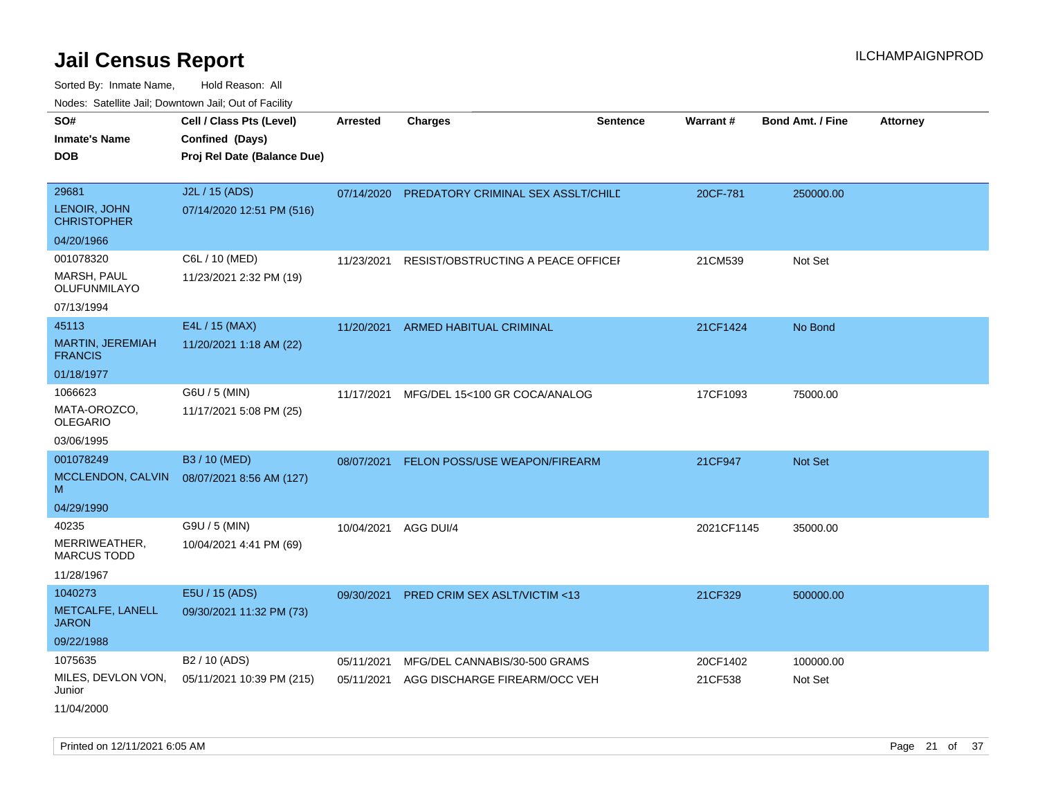# Jail Census Report

ILCHAMPAIGNPROD

Sorted By: Inmate Name, Hold Reason: All

Nodes: Satellite Jail; Downtown Jail; Out of Facility

| SO# / Inmate's Name / DOB | Cell / Class Pts (Level) / Confined (Days) / Proj Rel Date (Balance Due) | Arrested | Charges | Sentence | Warrant # | Bond Amt. / Fine | Attorney |
|---|---|---|---|---|---|---|---|
| 29681<br>LENOIR, JOHN CHRISTOPHER<br>04/20/1966 | J2L / 15 (ADS)<br>07/14/2020 12:51 PM (516) | 07/14/2020 | PREDATORY CRIMINAL SEX ASSLT/CHILD | | 20CF-781 | 250000.00 | |
| 001078320<br>MARSH, PAUL OLUFUNMILAYO<br>07/13/1994 | C6L / 10 (MED)<br>11/23/2021 2:32 PM (19) | 11/23/2021 | RESIST/OBSTRUCTING A PEACE OFFICER | | 21CM539 | Not Set | |
| 45113<br>MARTIN, JEREMIAH FRANCIS<br>01/18/1977 | E4L / 15 (MAX)<br>11/20/2021 1:18 AM (22) | 11/20/2021 | ARMED HABITUAL CRIMINAL | | 21CF1424 | No Bond | |
| 1066623<br>MATA-OROZCO, OLEGARIO<br>03/06/1995 | G6U / 5 (MIN)<br>11/17/2021 5:08 PM (25) | 11/17/2021 | MFG/DEL 15<100 GR COCA/ANALOG | | 17CF1093 | 75000.00 | |
| 001078249<br>MCCLENDON, CALVIN M<br>04/29/1990 | B3 / 10 (MED)<br>08/07/2021 8:56 AM (127) | 08/07/2021 | FELON POSS/USE WEAPON/FIREARM | | 21CF947 | Not Set | |
| 40235<br>MERRIWEATHER, MARCUS TODD<br>11/28/1967 | G9U / 5 (MIN)<br>10/04/2021 4:41 PM (69) | 10/04/2021 | AGG DUI/4 | | 2021CF1145 | 35000.00 | |
| 1040273<br>METCALFE, LANELL JARON<br>09/22/1988 | E5U / 15 (ADS)<br>09/30/2021 11:32 PM (73) | 09/30/2021 | PRED CRIM SEX ASLT/VICTIM <13 | | 21CF329 | 500000.00 | |
| 1075635<br>MILES, DEVLON VON, Junior<br>11/04/2000 | B2 / 10 (ADS)<br>05/11/2021 10:39 PM (215) | 05/11/2021<br>05/11/2021 | MFG/DEL CANNABIS/30-500 GRAMS<br>AGG DISCHARGE FIREARM/OCC VEH | | 20CF1402<br>21CF538 | 100000.00<br>Not Set | |

Printed on 12/11/2021 6:05 AM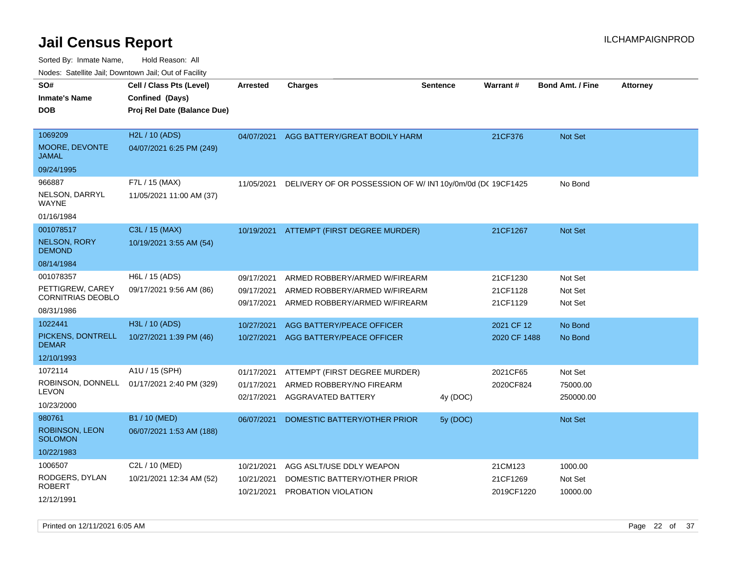# Jail Census Report

ILCHAMPAIGNPROD

Sorted By: Inmate Name, Hold Reason: All

Nodes: Satellite Jail; Downtown Jail; Out of Facility

| SO# / Inmate's Name / DOB | Cell / Class Pts (Level) / Confined (Days) / Proj Rel Date (Balance Due) | Arrested | Charges | Sentence | Warrant # | Bond Amt. / Fine | Attorney |
|---|---|---|---|---|---|---|---|
| 1069209<br>MOORE, DEVONTE JAMAL<br>09/24/1995 | H2L / 10 (ADS)<br>04/07/2021 6:25 PM (249) | 04/07/2021 | AGG BATTERY/GREAT BODILY HARM | | 21CF376 | Not Set | |
| 966887<br>NELSON, DARRYL WAYNE<br>01/16/1984 | F7L / 15 (MAX)<br>11/05/2021 11:00 AM (37) | 11/05/2021 | DELIVERY OF OR POSSESSION OF W/ INT | 10y/0m/0d (DC | 19CF1425 | No Bond | |
| 001078517<br>NELSON, RORY DEMOND<br>08/14/1984 | C3L / 15 (MAX)<br>10/19/2021 3:55 AM (54) | 10/19/2021 | ATTEMPT (FIRST DEGREE MURDER) | | 21CF1267 | Not Set | |
| 001078357<br>PETTIGREW, CAREY CORNITRIAS DEOBLO<br>08/31/1986 | H6L / 15 (ADS)<br>09/17/2021 9:56 AM (86) | 09/17/2021 | ARMED ROBBERY/ARMED W/FIREARM | | 21CF1230 | Not Set | |
| | | 09/17/2021 | ARMED ROBBERY/ARMED W/FIREARM | | 21CF1128 | Not Set | |
| | | 09/17/2021 | ARMED ROBBERY/ARMED W/FIREARM | | 21CF1129 | Not Set | |
| 1022441<br>PICKENS, DONTRELL DEMAR<br>12/10/1993 | H3L / 10 (ADS)<br>10/27/2021 1:39 PM (46) | 10/27/2021 | AGG BATTERY/PEACE OFFICER | | 2021 CF 12 | No Bond | |
| | | 10/27/2021 | AGG BATTERY/PEACE OFFICER | | 2020 CF 1488 | No Bond | |
| 1072114<br>ROBINSON, DONNELL LEVON<br>10/23/2000 | A1U / 15 (SPH)<br>01/17/2021 2:40 PM (329) | 01/17/2021 | ATTEMPT (FIRST DEGREE MURDER) | | 2021CF65 | Not Set | |
| | | 01/17/2021 | ARMED ROBBERY/NO FIREARM | | 2020CF824 | 75000.00 | |
| | | 02/17/2021 | AGGRAVATED BATTERY | 4y (DOC) | | 250000.00 | |
| 980761<br>ROBINSON, LEON SOLOMON<br>10/22/1983 | B1 / 10 (MED)<br>06/07/2021 1:53 AM (188) | 06/07/2021 | DOMESTIC BATTERY/OTHER PRIOR | 5y (DOC) | | Not Set | |
| 1006507<br>RODGERS, DYLAN ROBERT<br>12/12/1991 | C2L / 10 (MED)<br>10/21/2021 12:34 AM (52) | 10/21/2021 | AGG ASLT/USE DDLY WEAPON | | 21CM123 | 1000.00 | |
| | | 10/21/2021 | DOMESTIC BATTERY/OTHER PRIOR | | 21CF1269 | Not Set | |
| | | 10/21/2021 | PROBATION VIOLATION | | 2019CF1220 | 10000.00 | |

Printed on 12/11/2021 6:05 AM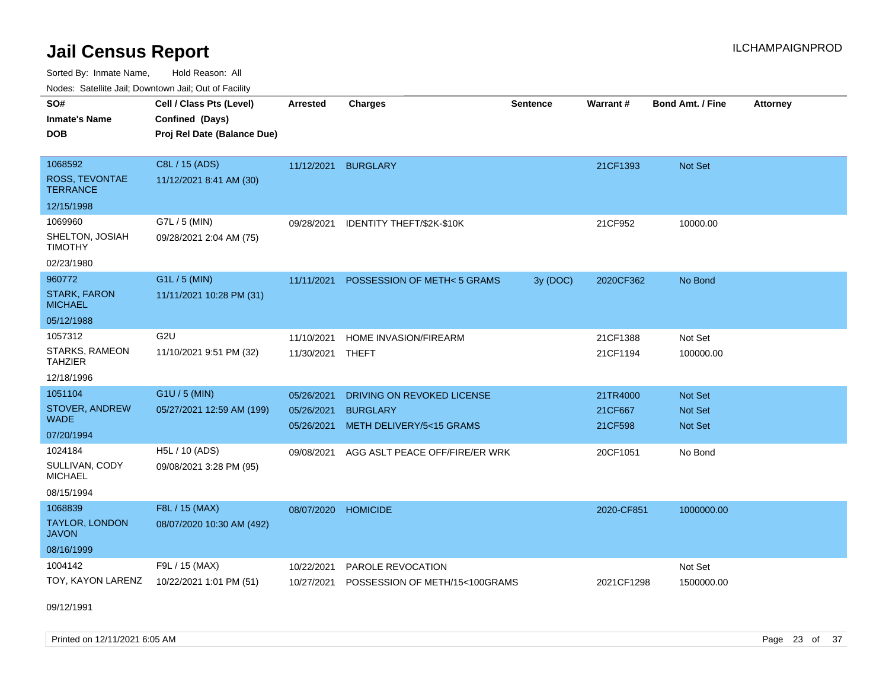# Jail Census Report

Sorted By: Inmate Name, Hold Reason: All

Nodes: Satellite Jail; Downtown Jail; Out of Facility

| SO# / Inmate's Name / DOB | Cell / Class Pts (Level) / Confined (Days) / Proj Rel Date (Balance Due) | Arrested | Charges | Sentence | Warrant # | Bond Amt. / Fine | Attorney |
|---|---|---|---|---|---|---|---|
| 1068592<br>ROSS, TEVONTAE TERRANCE<br>12/15/1998 | C8L / 15 (ADS)<br>11/12/2021 8:41 AM (30) | 11/12/2021 | BURGLARY | | 21CF1393 | Not Set | |
| 1069960<br>SHELTON, JOSIAH TIMOTHY<br>02/23/1980 | G7L / 5 (MIN)<br>09/28/2021 2:04 AM (75) | 09/28/2021 | IDENTITY THEFT/$2K-$10K | | 21CF952 | 10000.00 | |
| 960772<br>STARK, FARON MICHAEL<br>05/12/1988 | G1L / 5 (MIN)<br>11/11/2021 10:28 PM (31) | 11/11/2021 | POSSESSION OF METH< 5 GRAMS | 3y (DOC) | 2020CF362 | No Bond | |
| 1057312<br>STARKS, RAMEON TAHZIER<br>12/18/1996 | G2U<br>11/10/2021 9:51 PM (32) | 11/10/2021<br>11/30/2021 | HOME INVASION/FIREARM<br>THEFT | | 21CF1388<br>21CF1194 | Not Set<br>100000.00 | |
| 1051104<br>STOVER, ANDREW WADE<br>07/20/1994 | G1U / 5 (MIN)<br>05/27/2021 12:59 AM (199) | 05/26/2021<br>05/26/2021<br>05/26/2021 | DRIVING ON REVOKED LICENSE<br>BURGLARY<br>METH DELIVERY/5<15 GRAMS | | 21TR4000<br>21CF667<br>21CF598 | Not Set<br>Not Set<br>Not Set | |
| 1024184<br>SULLIVAN, CODY MICHAEL<br>08/15/1994 | H5L / 10 (ADS)<br>09/08/2021 3:28 PM (95) | 09/08/2021 | AGG ASLT PEACE OFF/FIRE/ER WRK | | 20CF1051 | No Bond | |
| 1068839<br>TAYLOR, LONDON JAVON<br>08/16/1999 | F8L / 15 (MAX)<br>08/07/2020 10:30 AM (492) | 08/07/2020 | HOMICIDE | | 2020-CF851 | 1000000.00 | |
| 1004142<br>TOY, KAYON LARENZ<br>09/12/1991 | F9L / 15 (MAX)<br>10/22/2021 1:01 PM (51) | 10/22/2021<br>10/27/2021 | PAROLE REVOCATION<br>POSSESSION OF METH/15<100GRAMS | | <br>2021CF1298 | Not Set<br>1500000.00 | |

Printed on 12/11/2021 6:05 AM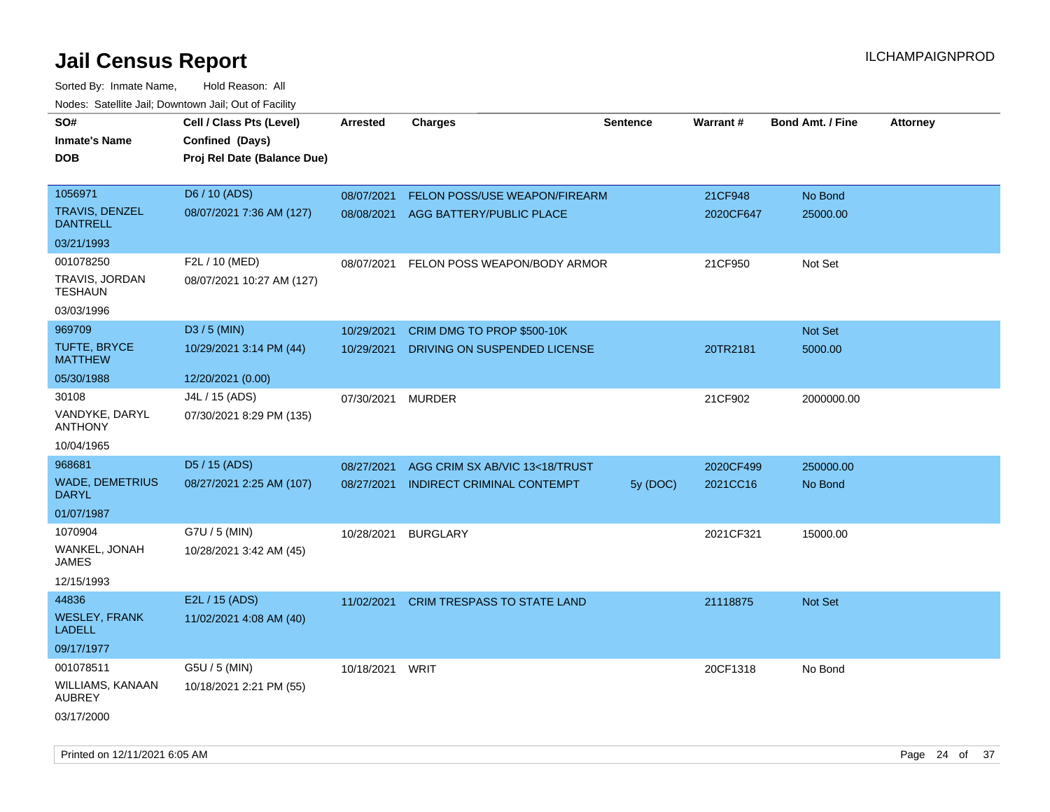# Jail Census Report

Sorted By: Inmate Name, Hold Reason: All

Nodes: Satellite Jail; Downtown Jail; Out of Facility

| SO# / Inmate's Name / DOB | Cell / Class Pts (Level) / Confined (Days) / Proj Rel Date (Balance Due) | Arrested | Charges | Sentence | Warrant # | Bond Amt. / Fine | Attorney |
|---|---|---|---|---|---|---|---|
| 1056971<br>TRAVIS, DENZEL DANTRELL<br>03/21/1993 | D6 / 10 (ADS)<br>08/07/2021 7:36 AM (127) | 08/07/2021<br>08/08/2021 | FELON POSS/USE WEAPON/FIREARM<br>AGG BATTERY/PUBLIC PLACE | | 21CF948<br>2020CF647 | No Bond<br>25000.00 | |
| 001078250<br>TRAVIS, JORDAN TESHAUN<br>03/03/1996 | F2L / 10 (MED)<br>08/07/2021 10:27 AM (127) | 08/07/2021 | FELON POSS WEAPON/BODY ARMOR | | 21CF950 | Not Set | |
| 969709<br>TUFTE, BRYCE MATTHEW<br>05/30/1988 | D3 / 5 (MIN)<br>10/29/2021 3:14 PM (44)<br>12/20/2021 (0.00) | 10/29/2021<br>10/29/2021 | CRIM DMG TO PROP $500-10K<br>DRIVING ON SUSPENDED LICENSE | | <br>20TR2181 | Not Set<br>5000.00 | |
| 30108<br>VANDYKE, DARYL ANTHONY<br>10/04/1965 | J4L / 15 (ADS)<br>07/30/2021 8:29 PM (135) | 07/30/2021 | MURDER | | 21CF902 | 2000000.00 | |
| 968681<br>WADE, DEMETRIUS DARYL<br>01/07/1987 | D5 / 15 (ADS)<br>08/27/2021 2:25 AM (107) | 08/27/2021<br>08/27/2021 | AGG CRIM SX AB/VIC 13<18/TRUST<br>INDIRECT CRIMINAL CONTEMPT | <br>5y (DOC) | 2020CF499<br>2021CC16 | 250000.00<br>No Bond | |
| 1070904<br>WANKEL, JONAH JAMES<br>12/15/1993 | G7U / 5 (MIN)<br>10/28/2021 3:42 AM (45) | 10/28/2021 | BURGLARY | | 2021CF321 | 15000.00 | |
| 44836<br>WESLEY, FRANK LADELL<br>09/17/1977 | E2L / 15 (ADS)<br>11/02/2021 4:08 AM (40) | 11/02/2021 | CRIM TRESPASS TO STATE LAND | | 21118875 | Not Set | |
| 001078511<br>WILLIAMS, KANAAN AUBREY<br>03/17/2000 | G5U / 5 (MIN)<br>10/18/2021 2:21 PM (55) | 10/18/2021 | WRIT | | 20CF1318 | No Bond | |

Printed on 12/11/2021 6:05 AM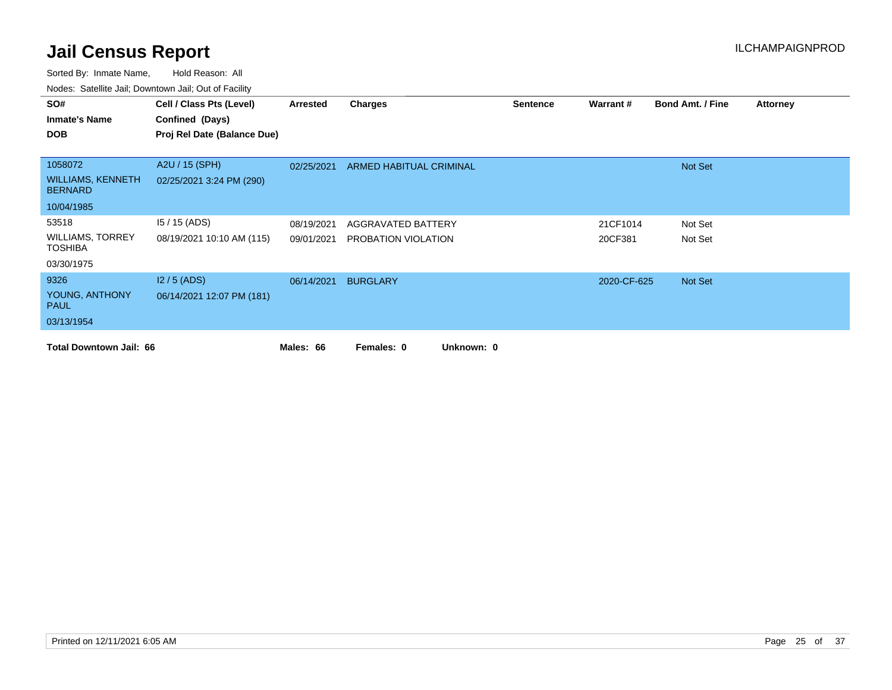# Jail Census Report

ILCHAMPAIGNPROD

Sorted By: Inmate Name, Hold Reason: All

Nodes: Satellite Jail; Downtown Jail; Out of Facility

| SO# / Inmate's Name / DOB | Cell / Class Pts (Level) / Confined (Days) / Proj Rel Date (Balance Due) | Arrested | Charges | Sentence | Warrant # | Bond Amt. / Fine | Attorney |
|---|---|---|---|---|---|---|---|
| 1058072<br>WILLIAMS, KENNETH BERNARD<br>10/04/1985 | A2U / 15 (SPH)<br>02/25/2021 3:24 PM (290) | 02/25/2021 | ARMED HABITUAL CRIMINAL | | | Not Set | |
| 53518<br>WILLIAMS, TORREY TOSHIBA<br>03/30/1975 | I5 / 15 (ADS)<br>08/19/2021 10:10 AM (115) | 08/19/2021 | AGGRAVATED BATTERY | | 21CF1014 | Not Set | |
| | | 09/01/2021 | PROBATION VIOLATION | | 20CF381 | Not Set | |
| 9326<br>YOUNG, ANTHONY PAUL<br>03/13/1954 | I2 / 5 (ADS)<br>06/14/2021 12:07 PM (181) | 06/14/2021 | BURGLARY | | 2020-CF-625 | Not Set | |

**Total Downtown Jail: 66** **Males: 66** **Females: 0** **Unknown: 0**

Printed on 12/11/2021 6:05 AM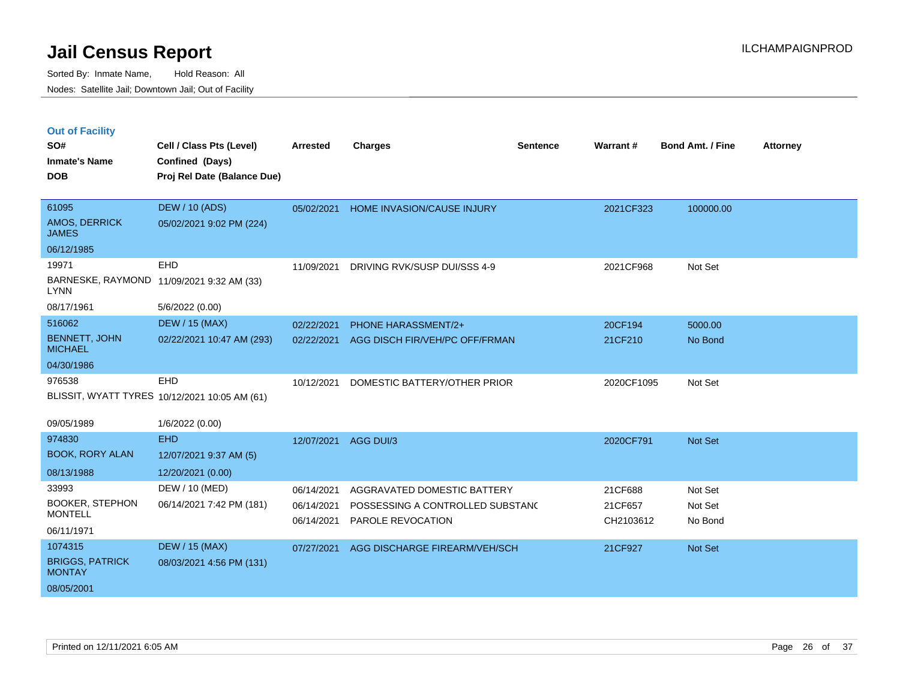# Jail Census Report

Sorted By: Inmate Name, Hold Reason: All

Nodes: Satellite Jail; Downtown Jail; Out of Facility

ILCHAMPAIGNPROD

### Out of Facility

| SO# / Inmate's Name / DOB | Cell / Class Pts (Level) / Confined (Days) / Proj Rel Date (Balance Due) | Arrested | Charges | Sentence | Warrant # | Bond Amt. / Fine | Attorney |
|---|---|---|---|---|---|---|---|
| 61095<br>AMOS, DERRICK JAMES<br>06/12/1985 | DEW / 10 (ADS)<br>05/02/2021 9:02 PM (224) | 05/02/2021 | HOME INVASION/CAUSE INJURY | | 2021CF323 | 100000.00 | |
| 19971<br>BARNESKE, RAYMOND LYNN<br>08/17/1961 | EHD<br>11/09/2021 9:32 AM (33)<br>5/6/2022 (0.00) | 11/09/2021 | DRIVING RVK/SUSP DUI/SSS 4-9 | | 2021CF968 | Not Set | |
| 516062<br>BENNETT, JOHN MICHAEL<br>04/30/1986 | DEW / 15 (MAX)<br>02/22/2021 10:47 AM (293) | 02/22/2021<br>02/22/2021 | PHONE HARASSMENT/2+<br>AGG DISCH FIR/VEH/PC OFF/FRMAN | | 20CF194<br>21CF210 | 5000.00<br>No Bond | |
| 976538<br>BLISSIT, WYATT TYRES<br>09/05/1989 | EHD<br>10/12/2021 10:05 AM (61)<br>1/6/2022 (0.00) | 10/12/2021 | DOMESTIC BATTERY/OTHER PRIOR | | 2020CF1095 | Not Set | |
| 974830<br>BOOK, RORY ALAN<br>08/13/1988 | EHD<br>12/07/2021 9:37 AM (5)<br>12/20/2021 (0.00) | 12/07/2021 | AGG DUI/3 | | 2020CF791 | Not Set | |
| 33993<br>BOOKER, STEPHON MONTELL<br>06/11/1971 | DEW / 10 (MED)<br>06/14/2021 7:42 PM (181) | 06/14/2021<br>06/14/2021<br>06/14/2021 | AGGRAVATED DOMESTIC BATTERY<br>POSSESSING A CONTROLLED SUBSTANC<br>PAROLE REVOCATION | | 21CF688<br>21CF657<br>CH2103612 | Not Set<br>Not Set<br>No Bond | |
| 1074315<br>BRIGGS, PATRICK MONTAY<br>08/05/2001 | DEW / 15 (MAX)<br>08/03/2021 4:56 PM (131) | 07/27/2021 | AGG DISCHARGE FIREARM/VEH/SCH | | 21CF927 | Not Set | |

Printed on 12/11/2021 6:05 AM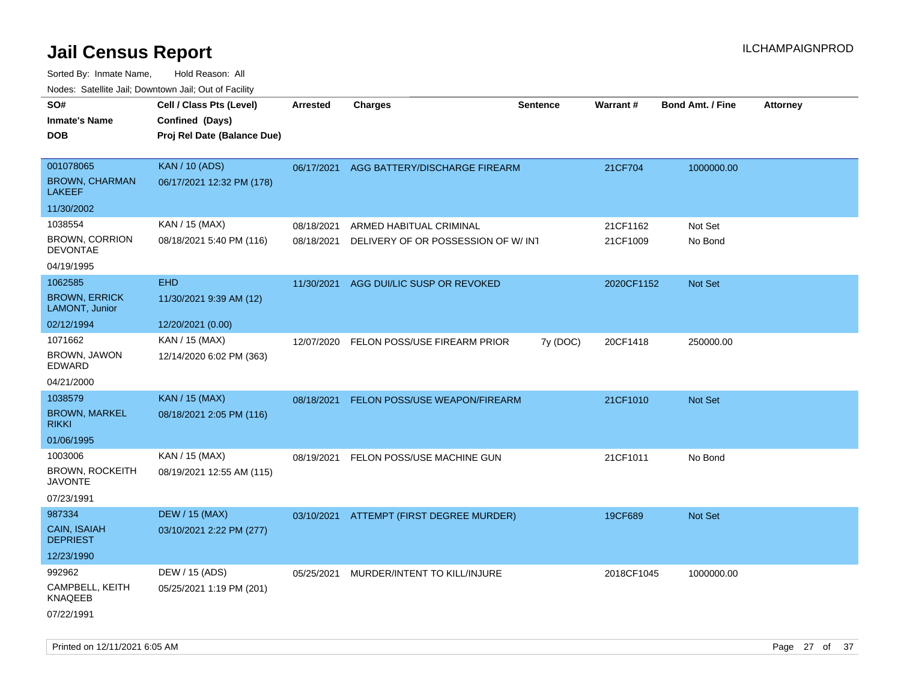# Jail Census Report

Sorted By: Inmate Name, Hold Reason: All

Nodes: Satellite Jail; Downtown Jail; Out of Facility

| SO# / Inmate's Name / DOB | Cell / Class Pts (Level) / Confined (Days) / Proj Rel Date (Balance Due) | Arrested | Charges | Sentence | Warrant # | Bond Amt. / Fine | Attorney |
|---|---|---|---|---|---|---|---|
| 001078065<br>BROWN, CHARMAN LAKEEF<br>11/30/2002 | KAN / 10 (ADS)<br>06/17/2021 12:32 PM (178) | 06/17/2021 | AGG BATTERY/DISCHARGE FIREARM | | 21CF704 | 1000000.00 | |
| 1038554<br>BROWN, CORRION DEVONTAE<br>04/19/1995 | KAN / 15 (MAX)<br>08/18/2021 5:40 PM (116) | 08/18/2021<br>08/18/2021 | ARMED HABITUAL CRIMINAL<br>DELIVERY OF OR POSSESSION OF W/ INT | | 21CF1162<br>21CF1009 | Not Set<br>No Bond | |
| 1062585<br>BROWN, ERRICK LAMONT, Junior<br>02/12/1994 | EHD<br>11/30/2021 9:39 AM (12)<br>12/20/2021 (0.00) | 11/30/2021 | AGG DUI/LIC SUSP OR REVOKED | | 2020CF1152 | Not Set | |
| 1071662<br>BROWN, JAWON EDWARD<br>04/21/2000 | KAN / 15 (MAX)<br>12/14/2020 6:02 PM (363) | 12/07/2020 | FELON POSS/USE FIREARM PRIOR | 7y (DOC) | 20CF1418 | 250000.00 | |
| 1038579<br>BROWN, MARKEL RIKKI<br>01/06/1995 | KAN / 15 (MAX)<br>08/18/2021 2:05 PM (116) | 08/18/2021 | FELON POSS/USE WEAPON/FIREARM | | 21CF1010 | Not Set | |
| 1003006<br>BROWN, ROCKEITH JAVONTE<br>07/23/1991 | KAN / 15 (MAX)<br>08/19/2021 12:55 AM (115) | 08/19/2021 | FELON POSS/USE MACHINE GUN | | 21CF1011 | No Bond | |
| 987334<br>CAIN, ISAIAH DEPRIEST<br>12/23/1990 | DEW / 15 (MAX)<br>03/10/2021 2:22 PM (277) | 03/10/2021 | ATTEMPT (FIRST DEGREE MURDER) | | 19CF689 | Not Set | |
| 992962<br>CAMPBELL, KEITH KNAQEEB<br>07/22/1991 | DEW / 15 (ADS)<br>05/25/2021 1:19 PM (201) | 05/25/2021 | MURDER/INTENT TO KILL/INJURE | | 2018CF1045 | 1000000.00 | |

Printed on 12/11/2021 6:05 AM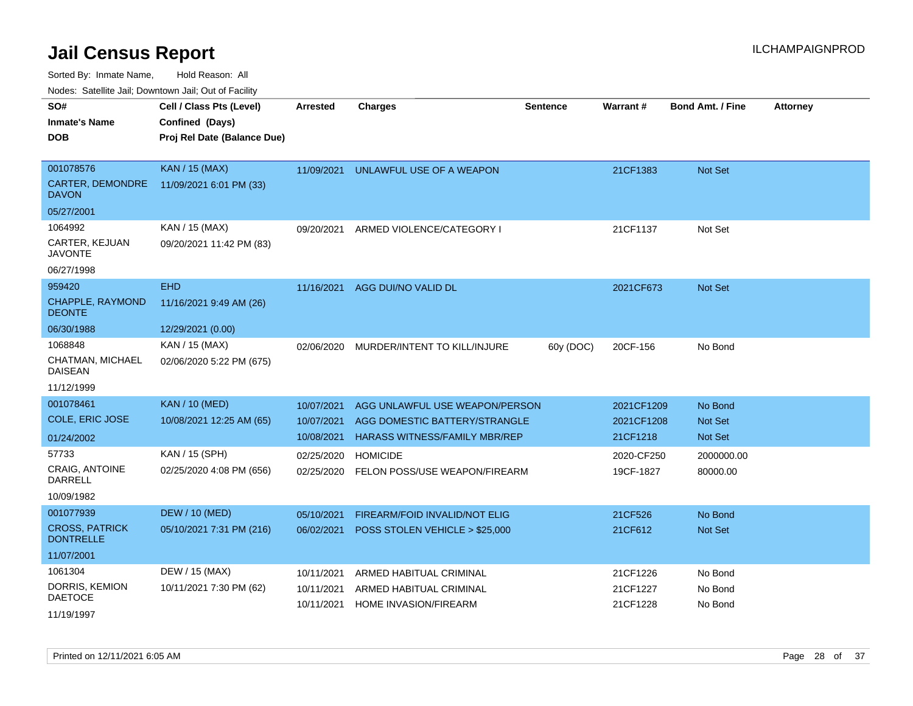# Jail Census Report

Sorted By: Inmate Name, Hold Reason: All

Nodes: Satellite Jail; Downtown Jail; Out of Facility

| SO# / Inmate's Name / DOB | Cell / Class Pts (Level) / Confined (Days) / Proj Rel Date (Balance Due) | Arrested | Charges | Sentence | Warrant # | Bond Amt. / Fine | Attorney |
|---|---|---|---|---|---|---|---|
| 001078576<br>CARTER, DEMONDRE DAVON<br>05/27/2001 | KAN / 15 (MAX)<br>11/09/2021 6:01 PM (33) | 11/09/2021 | UNLAWFUL USE OF A WEAPON | | 21CF1383 | Not Set | |
| 1064992<br>CARTER, KEJUAN JAVONTE<br>06/27/1998 | KAN / 15 (MAX)<br>09/20/2021 11:42 PM (83) | 09/20/2021 | ARMED VIOLENCE/CATEGORY I | | 21CF1137 | Not Set | |
| 959420<br>CHAPPLE, RAYMOND DEONTE<br>06/30/1988 | EHD<br>11/16/2021 9:49 AM (26)<br>12/29/2021 (0.00) | 11/16/2021 | AGG DUI/NO VALID DL | | 2021CF673 | Not Set | |
| 1068848<br>CHATMAN, MICHAEL DAISEAN<br>11/12/1999 | KAN / 15 (MAX)<br>02/06/2020 5:22 PM (675) | 02/06/2020 | MURDER/INTENT TO KILL/INJURE | 60y (DOC) | 20CF-156 | No Bond | |
| 001078461<br>COLE, ERIC JOSE<br>01/24/2002 | KAN / 10 (MED)<br>10/08/2021 12:25 AM (65) | 10/07/2021<br>10/07/2021<br>10/08/2021 | AGG UNLAWFUL USE WEAPON/PERSON<br>AGG DOMESTIC BATTERY/STRANGLE<br>HARASS WITNESS/FAMILY MBR/REP | | 2021CF1209<br>2021CF1208<br>21CF1218 | No Bond<br>Not Set<br>Not Set | |
| 57733<br>CRAIG, ANTOINE DARRELL<br>10/09/1982 | KAN / 15 (SPH)<br>02/25/2020 4:08 PM (656) | 02/25/2020<br>02/25/2020 | HOMICIDE<br>FELON POSS/USE WEAPON/FIREARM | | 2020-CF250<br>19CF-1827 | 2000000.00<br>80000.00 | |
| 001077939<br>CROSS, PATRICK DONTRELLE<br>11/07/2001 | DEW / 10 (MED)<br>05/10/2021 7:31 PM (216) | 05/10/2021<br>06/02/2021 | FIREARM/FOID INVALID/NOT ELIG<br>POSS STOLEN VEHICLE > $25,000 | | 21CF526<br>21CF612 | No Bond<br>Not Set | |
| 1061304<br>DORRIS, KEMION DAETOCE<br>11/19/1997 | DEW / 15 (MAX)<br>10/11/2021 7:30 PM (62) | 10/11/2021<br>10/11/2021<br>10/11/2021 | ARMED HABITUAL CRIMINAL<br>ARMED HABITUAL CRIMINAL<br>HOME INVASION/FIREARM | | 21CF1226<br>21CF1227<br>21CF1228 | No Bond<br>No Bond<br>No Bond | |

Printed on 12/11/2021 6:05 AM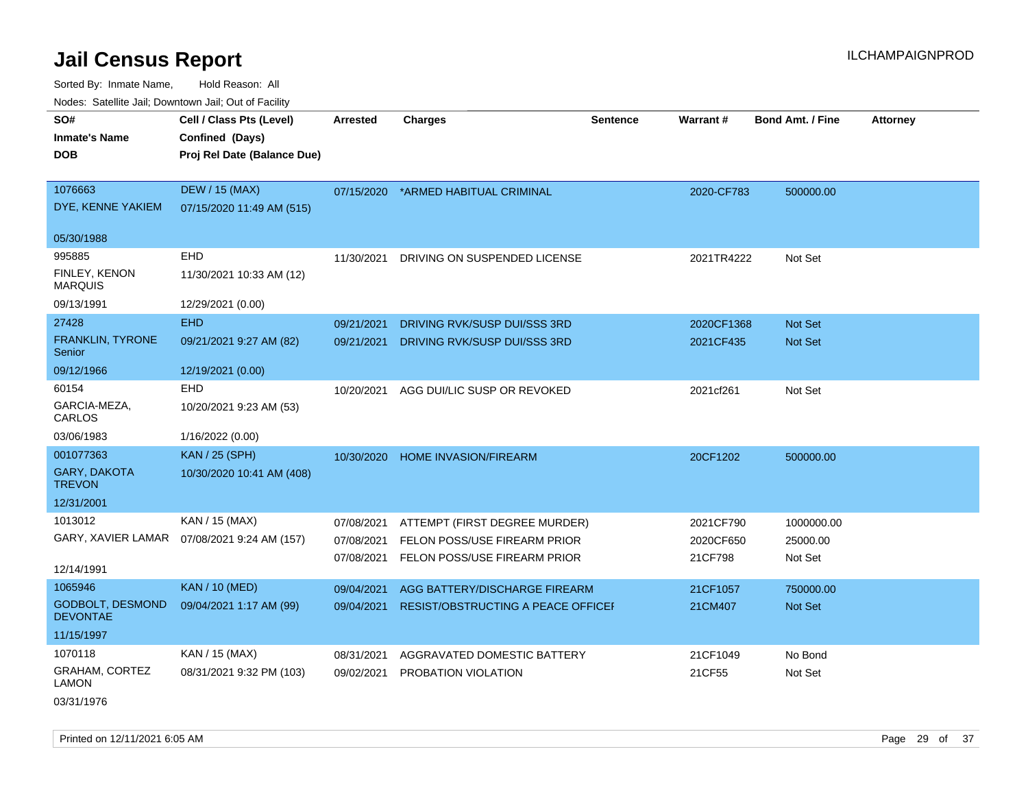# Jail Census Report

ILCHAMPAIGNPROD

Sorted By: Inmate Name, Hold Reason: All

Nodes: Satellite Jail; Downtown Jail; Out of Facility

| SO# / Inmate's Name / DOB | Cell / Class Pts (Level) / Confined (Days) / Proj Rel Date (Balance Due) | Arrested | Charges | Sentence | Warrant # | Bond Amt. / Fine | Attorney |
|---|---|---|---|---|---|---|---|
| 1076663<br>DYE, KENNE YAKIEM<br>05/30/1988 | DEW / 15 (MAX)<br>07/15/2020 11:49 AM (515) | 07/15/2020 | *ARMED HABITUAL CRIMINAL | | 2020-CF783 | 500000.00 | |
| 995885<br>FINLEY, KENON MARQUIS<br>09/13/1991 | EHD<br>11/30/2021 10:33 AM (12)<br>12/29/2021 (0.00) | 11/30/2021 | DRIVING ON SUSPENDED LICENSE | | 2021TR4222 | Not Set | |
| 27428<br>FRANKLIN, TYRONE Senior<br>09/12/1966 | EHD<br>09/21/2021 9:27 AM (82)<br>12/19/2021 (0.00) | 09/21/2021<br>09/21/2021 | DRIVING RVK/SUSP DUI/SSS 3RD<br>DRIVING RVK/SUSP DUI/SSS 3RD | | 2020CF1368<br>2021CF435 | Not Set<br>Not Set | |
| 60154<br>GARCIA-MEZA, CARLOS<br>03/06/1983 | EHD<br>10/20/2021 9:23 AM (53)<br>1/16/2022 (0.00) | 10/20/2021 | AGG DUI/LIC SUSP OR REVOKED | | 2021cf261 | Not Set | |
| 001077363<br>GARY, DAKOTA TREVON<br>12/31/2001 | KAN / 25 (SPH)<br>10/30/2020 10:41 AM (408) | 10/30/2020 | HOME INVASION/FIREARM | | 20CF1202 | 500000.00 | |
| 1013012<br>GARY, XAVIER LAMAR<br>12/14/1991 | KAN / 15 (MAX)<br>07/08/2021 9:24 AM (157) | 07/08/2021<br>07/08/2021<br>07/08/2021 | ATTEMPT (FIRST DEGREE MURDER)<br>FELON POSS/USE FIREARM PRIOR<br>FELON POSS/USE FIREARM PRIOR | | 2021CF790<br>2020CF650<br>21CF798 | 1000000.00<br>25000.00<br>Not Set | |
| 1065946<br>GODBOLT, DESMOND DEVONTAE<br>11/15/1997 | KAN / 10 (MED)<br>09/04/2021 1:17 AM (99) | 09/04/2021<br>09/04/2021 | AGG BATTERY/DISCHARGE FIREARM<br>RESIST/OBSTRUCTING A PEACE OFFICEI | | 21CF1057<br>21CM407 | 750000.00<br>Not Set | |
| 1070118<br>GRAHAM, CORTEZ LAMON<br>03/31/1976 | KAN / 15 (MAX)<br>08/31/2021 9:32 PM (103) | 08/31/2021<br>09/02/2021 | AGGRAVATED DOMESTIC BATTERY<br>PROBATION VIOLATION | | 21CF1049<br>21CF55 | No Bond<br>Not Set | |

Printed on 12/11/2021 6:05 AM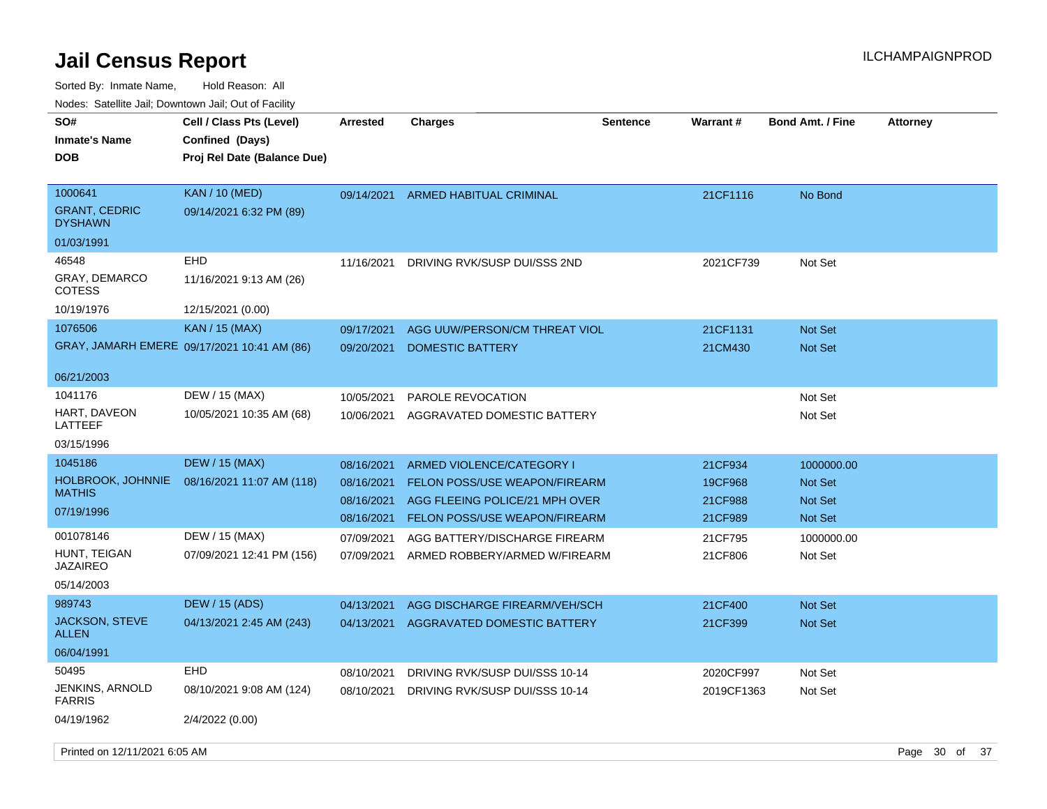# Jail Census Report

Sorted By: Inmate Name, Hold Reason: All

Nodes: Satellite Jail; Downtown Jail; Out of Facility

| SO# / Inmate's Name / DOB | Cell / Class Pts (Level) / Confined (Days) / Proj Rel Date (Balance Due) | Arrested | Charges | Sentence | Warrant # | Bond Amt. / Fine | Attorney |
|---|---|---|---|---|---|---|---|
| 1000641<br>GRANT, CEDRIC DYSHAWN<br>01/03/1991 | KAN / 10 (MED)<br>09/14/2021 6:32 PM (89) | 09/14/2021 | ARMED HABITUAL CRIMINAL | | 21CF1116 | No Bond | |
| 46548<br>GRAY, DEMARCO COTESS<br>10/19/1976 | EHD<br>11/16/2021 9:13 AM (26)<br>12/15/2021 (0.00) | 11/16/2021 | DRIVING RVK/SUSP DUI/SSS 2ND | | 2021CF739 | Not Set | |
| 1076506<br>GRAY, JAMARH EMERE<br>06/21/2003 | KAN / 15 (MAX)<br>09/17/2021 10:41 AM (86) | 09/17/2021 | AGG UUW/PERSON/CM THREAT VIOL | | 21CF1131 | Not Set | |
| | | 09/20/2021 | DOMESTIC BATTERY | | 21CM430 | Not Set | |
| 1041176<br>HART, DAVEON LATTEEF<br>03/15/1996 | DEW / 15 (MAX)<br>10/05/2021 10:35 AM (68) | 10/05/2021 | PAROLE REVOCATION | | | Not Set | |
| | | 10/06/2021 | AGGRAVATED DOMESTIC BATTERY | | | Not Set | |
| 1045186<br>HOLBROOK, JOHNNIE MATHIS<br>07/19/1996 | DEW / 15 (MAX)<br>08/16/2021 11:07 AM (118) | 08/16/2021 | ARMED VIOLENCE/CATEGORY I | | 21CF934 | 1000000.00 | |
| | | 08/16/2021 | FELON POSS/USE WEAPON/FIREARM | | 19CF968 | Not Set | |
| | | 08/16/2021 | AGG FLEEING POLICE/21 MPH OVER | | 21CF988 | Not Set | |
| | | 08/16/2021 | FELON POSS/USE WEAPON/FIREARM | | 21CF989 | Not Set | |
| 001078146<br>HUNT, TEIGAN JAZAIREO<br>05/14/2003 | DEW / 15 (MAX)<br>07/09/2021 12:41 PM (156) | 07/09/2021 | AGG BATTERY/DISCHARGE FIREARM | | 21CF795 | 1000000.00 | |
| | | 07/09/2021 | ARMED ROBBERY/ARMED W/FIREARM | | 21CF806 | Not Set | |
| 989743<br>JACKSON, STEVE ALLEN<br>06/04/1991 | DEW / 15 (ADS)<br>04/13/2021 2:45 AM (243) | 04/13/2021 | AGG DISCHARGE FIREARM/VEH/SCH | | 21CF400 | Not Set | |
| | | 04/13/2021 | AGGRAVATED DOMESTIC BATTERY | | 21CF399 | Not Set | |
| 50495<br>JENKINS, ARNOLD FARRIS<br>04/19/1962 | EHD<br>08/10/2021 9:08 AM (124)<br>2/4/2022 (0.00) | 08/10/2021 | DRIVING RVK/SUSP DUI/SSS 10-14 | | 2020CF997 | Not Set | |
| | | 08/10/2021 | DRIVING RVK/SUSP DUI/SSS 10-14 | | 2019CF1363 | Not Set | |

Printed on 12/11/2021 6:05 AM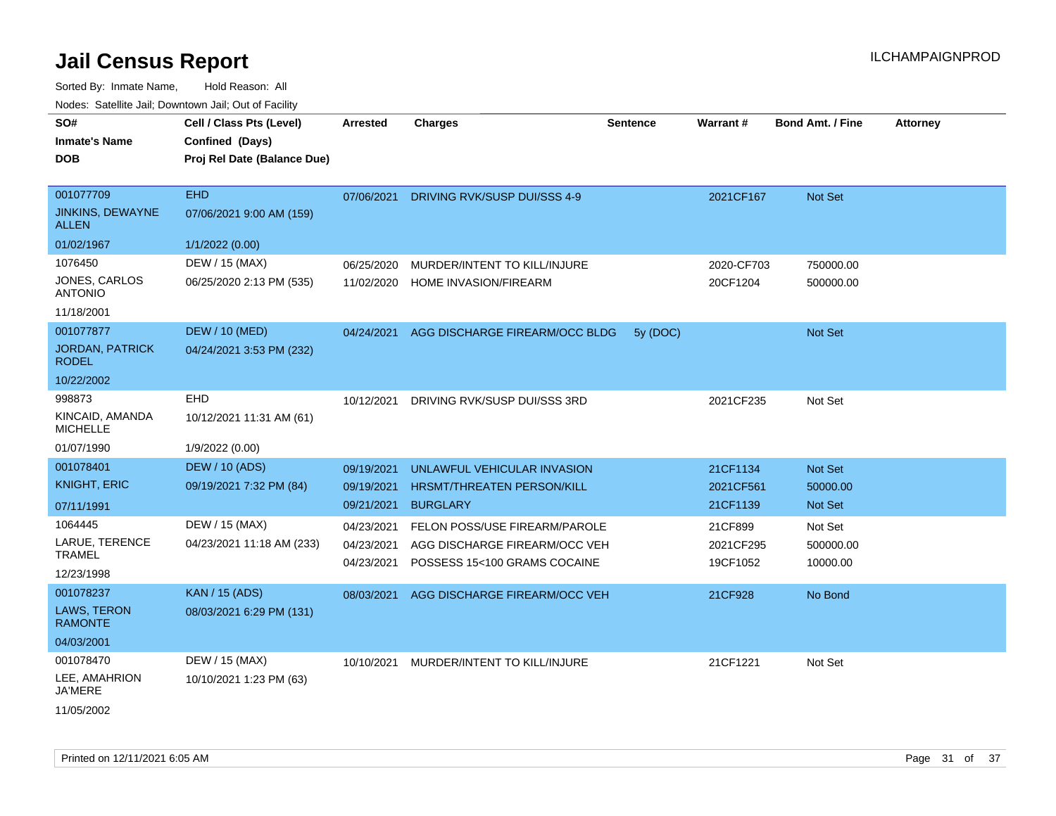# Jail Census Report

ILCHAMPAIGNPROD

Sorted By: Inmate Name, Hold Reason: All

Nodes: Satellite Jail; Downtown Jail; Out of Facility

| SO# / Inmate's Name / DOB | Cell / Class Pts (Level) / Confined (Days) / Proj Rel Date (Balance Due) | Arrested | Charges | Sentence | Warrant # | Bond Amt. / Fine | Attorney |
|---|---|---|---|---|---|---|---|
| 001077709<br>JINKINS, DEWAYNE ALLEN<br>01/02/1967 | EHD<br>07/06/2021 9:00 AM (159)<br>1/1/2022 (0.00) | 07/06/2021 | DRIVING RVK/SUSP DUI/SSS 4-9 | | 2021CF167 | Not Set | |
| 1076450<br>JONES, CARLOS ANTONIO<br>11/18/2001 | DEW / 15 (MAX)<br>06/25/2020 2:13 PM (535) | 06/25/2020<br>11/02/2020 | MURDER/INTENT TO KILL/INJURE<br>HOME INVASION/FIREARM | | 2020-CF703<br>20CF1204 | 750000.00<br>500000.00 | |
| 001077877<br>JORDAN, PATRICK RODEL<br>10/22/2002 | DEW / 10 (MED)<br>04/24/2021 3:53 PM (232) | 04/24/2021 | AGG DISCHARGE FIREARM/OCC BLDG | 5y (DOC) | | Not Set | |
| 998873<br>KINCAID, AMANDA MICHELLE<br>01/07/1990 | EHD<br>10/12/2021 11:31 AM (61)<br>1/9/2022 (0.00) | 10/12/2021 | DRIVING RVK/SUSP DUI/SSS 3RD | | 2021CF235 | Not Set | |
| 001078401<br>KNIGHT, ERIC<br>07/11/1991 | DEW / 10 (ADS)<br>09/19/2021 7:32 PM (84) | 09/19/2021<br>09/19/2021<br>09/21/2021 | UNLAWFUL VEHICULAR INVASION<br>HRSMT/THREATEN PERSON/KILL<br>BURGLARY | | 21CF1134<br>2021CF561<br>21CF1139 | Not Set<br>50000.00<br>Not Set | |
| 1064445<br>LARUE, TERENCE TRAMEL<br>12/23/1998 | DEW / 15 (MAX)<br>04/23/2021 11:18 AM (233) | 04/23/2021<br>04/23/2021<br>04/23/2021 | FELON POSS/USE FIREARM/PAROLE<br>AGG DISCHARGE FIREARM/OCC VEH<br>POSSESS 15<100 GRAMS COCAINE | | 21CF899<br>2021CF295<br>19CF1052 | Not Set<br>500000.00<br>10000.00 | |
| 001078237<br>LAWS, TERON RAMONTE<br>04/03/2001 | KAN / 15 (ADS)<br>08/03/2021 6:29 PM (131) | 08/03/2021 | AGG DISCHARGE FIREARM/OCC VEH | | 21CF928 | No Bond | |
| 001078470<br>LEE, AMAHRION JA'MERE<br>11/05/2002 | DEW / 15 (MAX)<br>10/10/2021 1:23 PM (63) | 10/10/2021 | MURDER/INTENT TO KILL/INJURE | | 21CF1221 | Not Set | |

Printed on 12/11/2021 6:05 AM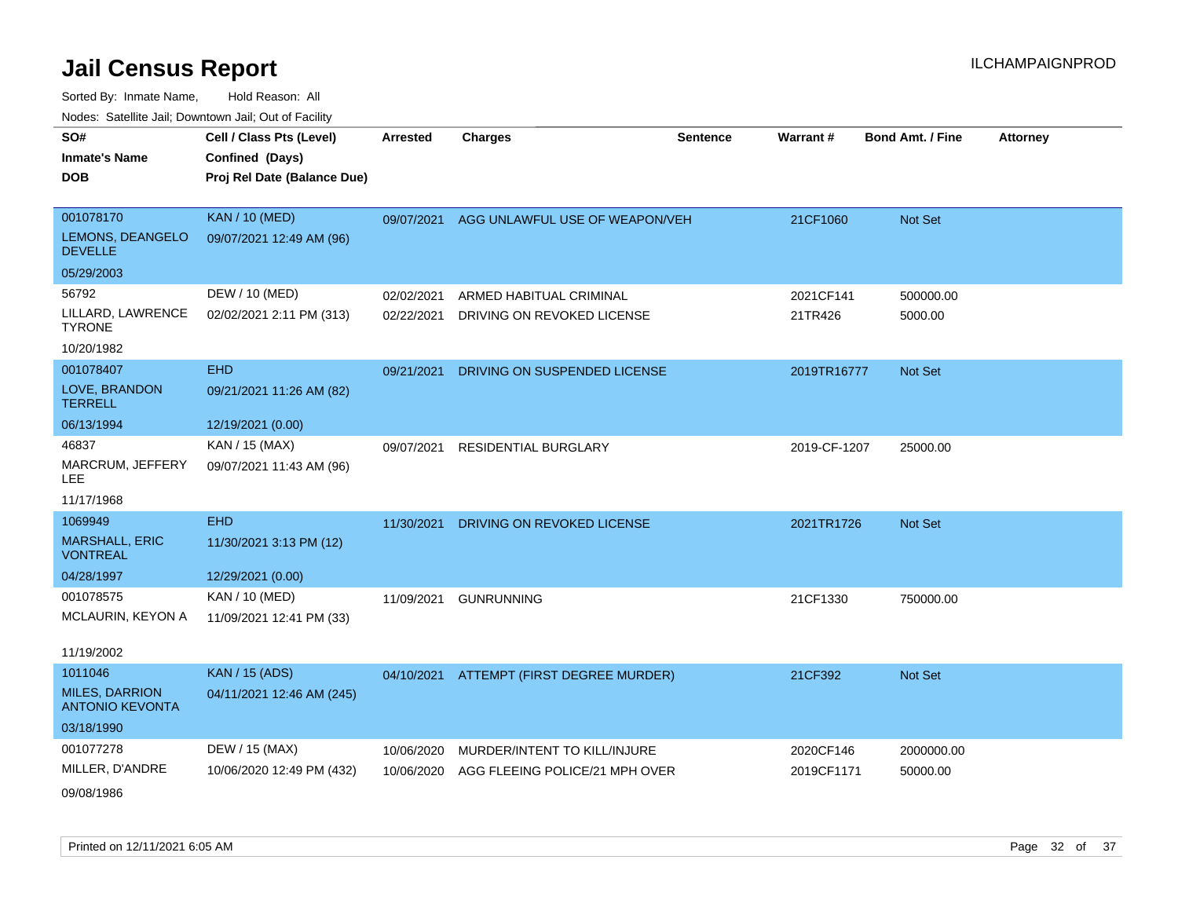# Jail Census Report

Sorted By: Inmate Name, Hold Reason: All

Nodes: Satellite Jail; Downtown Jail; Out of Facility

| SO# / Inmate's Name / DOB | Cell / Class Pts (Level) / Confined (Days) / Proj Rel Date (Balance Due) | Arrested | Charges | Sentence | Warrant # | Bond Amt. / Fine | Attorney |
|---|---|---|---|---|---|---|---|
| 001078170<br>LEMONS, DEANGELO DEVELLE<br>05/29/2003 | KAN / 10 (MED)<br>09/07/2021 12:49 AM (96) | 09/07/2021 | AGG UNLAWFUL USE OF WEAPON/VEH | | 21CF1060 | Not Set | |
| 56792<br>LILLARD, LAWRENCE TYRONE<br>10/20/1982 | DEW / 10 (MED)<br>02/02/2021 2:11 PM (313) | 02/02/2021<br>02/22/2021 | ARMED HABITUAL CRIMINAL<br>DRIVING ON REVOKED LICENSE | | 2021CF141<br>21TR426 | 500000.00<br>5000.00 | |
| 001078407<br>LOVE, BRANDON TERRELL<br>06/13/1994 | EHD<br>09/21/2021 11:26 AM (82)<br>12/19/2021 (0.00) | 09/21/2021 | DRIVING ON SUSPENDED LICENSE | | 2019TR16777 | Not Set | |
| 46837<br>MARCRUM, JEFFERY LEE<br>11/17/1968 | KAN / 15 (MAX)<br>09/07/2021 11:43 AM (96) | 09/07/2021 | RESIDENTIAL BURGLARY | | 2019-CF-1207 | 25000.00 | |
| 1069949<br>MARSHALL, ERIC VONTREAL<br>04/28/1997 | EHD<br>11/30/2021 3:13 PM (12)<br>12/29/2021 (0.00) | 11/30/2021 | DRIVING ON REVOKED LICENSE | | 2021TR1726 | Not Set | |
| 001078575<br>MCLAURIN, KEYON A<br>11/19/2002 | KAN / 10 (MED)<br>11/09/2021 12:41 PM (33) | 11/09/2021 | GUNRUNNING | | 21CF1330 | 750000.00 | |
| 1011046<br>MILES, DARRION ANTONIO KEVONTA<br>03/18/1990 | KAN / 15 (ADS)<br>04/11/2021 12:46 AM (245) | 04/10/2021 | ATTEMPT (FIRST DEGREE MURDER) | | 21CF392 | Not Set | |
| 001077278<br>MILLER, D'ANDRE<br>09/08/1986 | DEW / 15 (MAX)<br>10/06/2020 12:49 PM (432) | 10/06/2020<br>10/06/2020 | MURDER/INTENT TO KILL/INJURE<br>AGG FLEEING POLICE/21 MPH OVER | | 2020CF146<br>2019CF1171 | 2000000.00<br>50000.00 | |

Printed on 12/11/2021 6:05 AM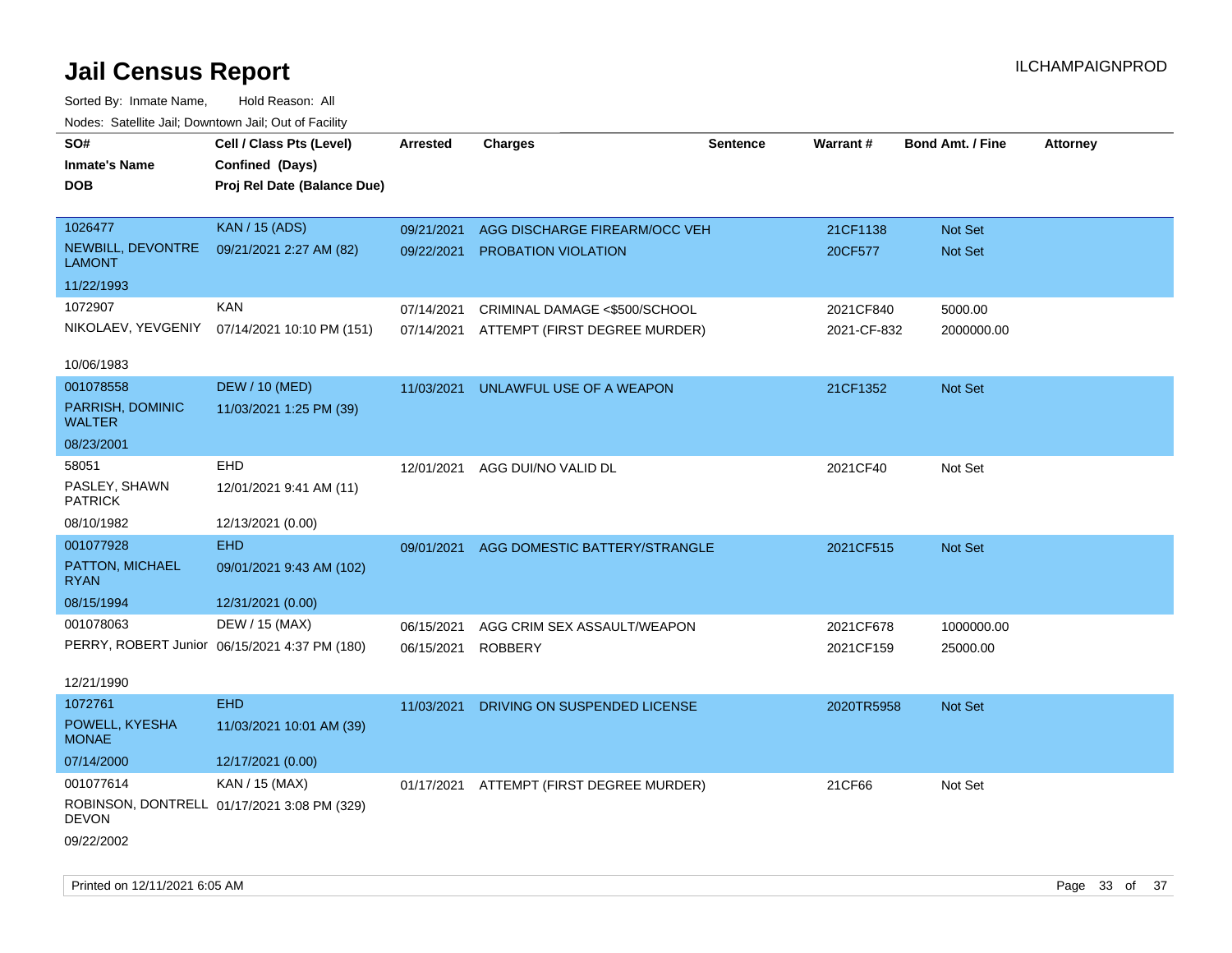# Jail Census Report

ILCHAMPAIGNPROD

Sorted By: Inmate Name, Hold Reason: All

Nodes: Satellite Jail; Downtown Jail; Out of Facility

| SO# / Inmate's Name / DOB | Cell / Class Pts (Level) / Confined (Days) / Proj Rel Date (Balance Due) | Arrested | Charges | Sentence | Warrant # | Bond Amt. / Fine | Attorney |
|---|---|---|---|---|---|---|---|
| 1026477 NEWBILL, DEVONTRE LAMONT 11/22/1993 | KAN / 15 (ADS) 09/21/2021 2:27 AM (82) | 09/21/2021 | AGG DISCHARGE FIREARM/OCC VEH | | 21CF1138 | Not Set | |
| | | 09/22/2021 | PROBATION VIOLATION | | 20CF577 | Not Set | |
| 1072907 NIKOLAEV, YEVGENIY 10/06/1983 | KAN 07/14/2021 10:10 PM (151) | 07/14/2021 | CRIMINAL DAMAGE <$500/SCHOOL | | 2021CF840 | 5000.00 | |
| | | 07/14/2021 | ATTEMPT (FIRST DEGREE MURDER) | | 2021-CF-832 | 2000000.00 | |
| 001078558 PARRISH, DOMINIC WALTER 08/23/2001 | DEW / 10 (MED) 11/03/2021 1:25 PM (39) | 11/03/2021 | UNLAWFUL USE OF A WEAPON | | 21CF1352 | Not Set | |
| 58051 PASLEY, SHAWN PATRICK 08/10/1982 | EHD 12/01/2021 9:41 AM (11) 12/13/2021 (0.00) | 12/01/2021 | AGG DUI/NO VALID DL | | 2021CF40 | Not Set | |
| 001077928 PATTON, MICHAEL RYAN 08/15/1994 | EHD 09/01/2021 9:43 AM (102) 12/31/2021 (0.00) | 09/01/2021 | AGG DOMESTIC BATTERY/STRANGLE | | 2021CF515 | Not Set | |
| 001078063 PERRY, ROBERT Junior 12/21/1990 | DEW / 15 (MAX) 06/15/2021 4:37 PM (180) | 06/15/2021 | AGG CRIM SEX ASSAULT/WEAPON | | 2021CF678 | 1000000.00 | |
| | | 06/15/2021 | ROBBERY | | 2021CF159 | 25000.00 | |
| 1072761 POWELL, KYESHA MONAE 07/14/2000 | EHD 11/03/2021 10:01 AM (39) 12/17/2021 (0.00) | 11/03/2021 | DRIVING ON SUSPENDED LICENSE | | 2020TR5958 | Not Set | |
| 001077614 ROBINSON, DONTRELL DEVON 09/22/2002 | KAN / 15 (MAX) 01/17/2021 3:08 PM (329) | 01/17/2021 | ATTEMPT (FIRST DEGREE MURDER) | | 21CF66 | Not Set | |

Printed on 12/11/2021 6:05 AM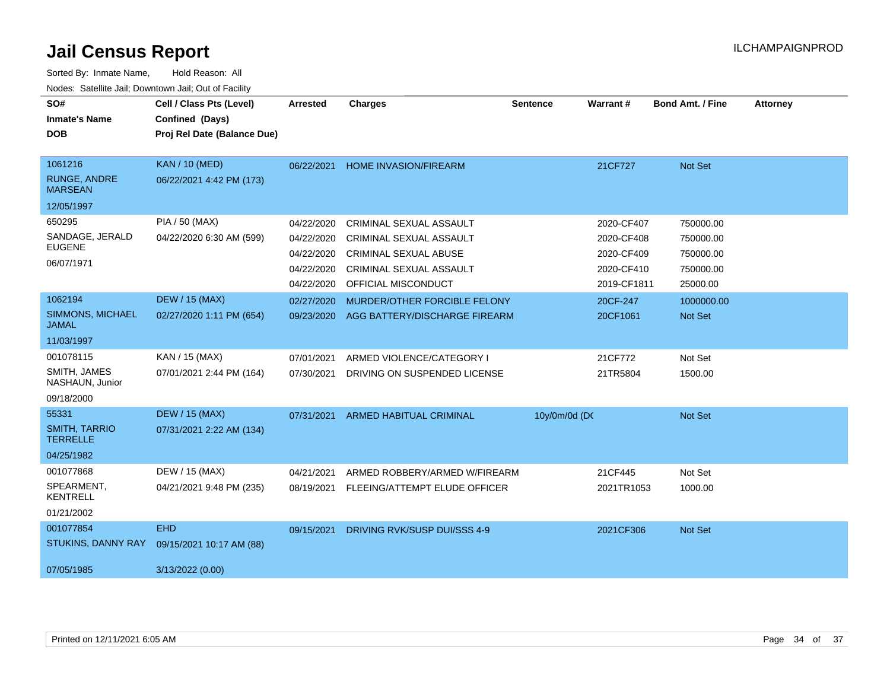# Jail Census Report

ILCHAMPAIGNPROD

Sorted By: Inmate Name, Hold Reason: All

Nodes: Satellite Jail; Downtown Jail; Out of Facility

| SO# / Inmate's Name / DOB | Cell / Class Pts (Level) / Confined (Days) / Proj Rel Date (Balance Due) | Arrested | Charges | Sentence | Warrant # | Bond Amt. / Fine | Attorney |
|---|---|---|---|---|---|---|---|
| 1061216<br>RUNGE, ANDRE MARSEAN<br>12/05/1997 | KAN / 10 (MED)<br>06/22/2021 4:42 PM (173) | 06/22/2021 | HOME INVASION/FIREARM | | 21CF727 | Not Set | |
| 650295<br>SANDAGE, JERALD EUGENE<br>06/07/1971 | PIA / 50 (MAX)<br>04/22/2020 6:30 AM (599) | 04/22/2020 | CRIMINAL SEXUAL ASSAULT | | 2020-CF407 | 750000.00 | |
| | | 04/22/2020 | CRIMINAL SEXUAL ASSAULT | | 2020-CF408 | 750000.00 | |
| | | 04/22/2020 | CRIMINAL SEXUAL ABUSE | | 2020-CF409 | 750000.00 | |
| | | 04/22/2020 | CRIMINAL SEXUAL ASSAULT | | 2020-CF410 | 750000.00 | |
| | | 04/22/2020 | OFFICIAL MISCONDUCT | | 2019-CF1811 | 25000.00 | |
| 1062194<br>SIMMONS, MICHAEL JAMAL<br>11/03/1997 | DEW / 15 (MAX)<br>02/27/2020 1:11 PM (654) | 02/27/2020 | MURDER/OTHER FORCIBLE FELONY | | 20CF-247 | 1000000.00 | |
| | | 09/23/2020 | AGG BATTERY/DISCHARGE FIREARM | | 20CF1061 | Not Set | |
| 001078115<br>SMITH, JAMES NASHAUN, Junior<br>09/18/2000 | KAN / 15 (MAX)<br>07/01/2021 2:44 PM (164) | 07/01/2021 | ARMED VIOLENCE/CATEGORY I | | 21CF772 | Not Set | |
| | | 07/30/2021 | DRIVING ON SUSPENDED LICENSE | | 21TR5804 | 1500.00 | |
| 55331<br>SMITH, TARRIO TERRELLE<br>04/25/1982 | DEW / 15 (MAX)<br>07/31/2021 2:22 AM (134) | 07/31/2021 | ARMED HABITUAL CRIMINAL | 10y/0m/0d (DC | | Not Set | |
| 001077868<br>SPEARMENT, KENTRELL<br>01/21/2002 | DEW / 15 (MAX)<br>04/21/2021 9:48 PM (235) | 04/21/2021 | ARMED ROBBERY/ARMED W/FIREARM | | 21CF445 | Not Set | |
| | | 08/19/2021 | FLEEING/ATTEMPT ELUDE OFFICER | | 2021TR1053 | 1000.00 | |
| 001077854<br>STUKINS, DANNY RAY<br>07/05/1985 | EHD<br>09/15/2021 10:17 AM (88)<br>3/13/2022 (0.00) | 09/15/2021 | DRIVING RVK/SUSP DUI/SSS 4-9 | | 2021CF306 | Not Set | |

Printed on 12/11/2021 6:05 AM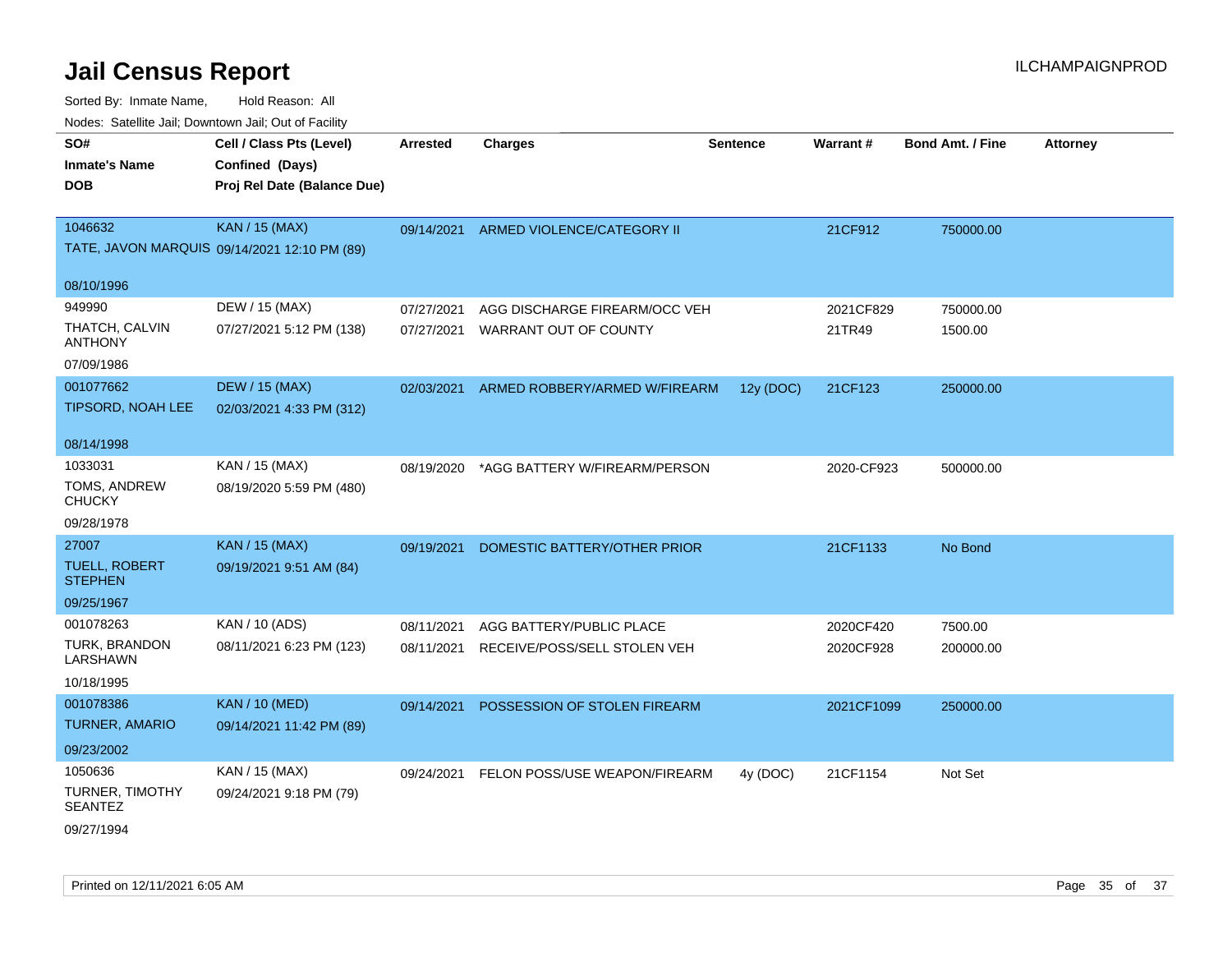# Jail Census Report

ILCHAMPAIGNPROD

Sorted By: Inmate Name, Hold Reason: All

Nodes: Satellite Jail; Downtown Jail; Out of Facility

| SO# / Inmate's Name / DOB | Cell / Class Pts (Level) / Confined (Days) / Proj Rel Date (Balance Due) | Arrested | Charges | Sentence | Warrant # | Bond Amt. / Fine | Attorney |
|---|---|---|---|---|---|---|---|
| 1046632<br>TATE, JAVON MARQUIS<br>08/10/1996 | KAN / 15 (MAX)<br>09/14/2021 12:10 PM (89) | 09/14/2021 | ARMED VIOLENCE/CATEGORY II | | 21CF912 | 750000.00 | |
| 949990<br>THATCH, CALVIN ANTHONY<br>07/09/1986 | DEW / 15 (MAX)<br>07/27/2021 5:12 PM (138) | 07/27/2021<br>07/27/2021 | AGG DISCHARGE FIREARM/OCC VEH<br>WARRANT OUT OF COUNTY | | 2021CF829<br>21TR49 | 750000.00<br>1500.00 | |
| 001077662<br>TIPSORD, NOAH LEE<br>08/14/1998 | DEW / 15 (MAX)<br>02/03/2021 4:33 PM (312) | 02/03/2021 | ARMED ROBBERY/ARMED W/FIREARM | 12y (DOC) | 21CF123 | 250000.00 | |
| 1033031<br>TOMS, ANDREW CHUCKY<br>09/28/1978 | KAN / 15 (MAX)<br>08/19/2020 5:59 PM (480) | 08/19/2020 | *AGG BATTERY W/FIREARM/PERSON | | 2020-CF923 | 500000.00 | |
| 27007<br>TUELL, ROBERT STEPHEN<br>09/25/1967 | KAN / 15 (MAX)<br>09/19/2021 9:51 AM (84) | 09/19/2021 | DOMESTIC BATTERY/OTHER PRIOR | | 21CF1133 | No Bond | |
| 001078263<br>TURK, BRANDON LARSHAWN<br>10/18/1995 | KAN / 10 (ADS)<br>08/11/2021 6:23 PM (123) | 08/11/2021<br>08/11/2021 | AGG BATTERY/PUBLIC PLACE<br>RECEIVE/POSS/SELL STOLEN VEH | | 2020CF420<br>2020CF928 | 7500.00<br>200000.00 | |
| 001078386<br>TURNER, AMARIO<br>09/23/2002 | KAN / 10 (MED)<br>09/14/2021 11:42 PM (89) | 09/14/2021 | POSSESSION OF STOLEN FIREARM | | 2021CF1099 | 250000.00 | |
| 1050636<br>TURNER, TIMOTHY SEANTEZ<br>09/27/1994 | KAN / 15 (MAX)<br>09/24/2021 9:18 PM (79) | 09/24/2021 | FELON POSS/USE WEAPON/FIREARM | 4y (DOC) | 21CF1154 | Not Set | |

Printed on 12/11/2021 6:05 AM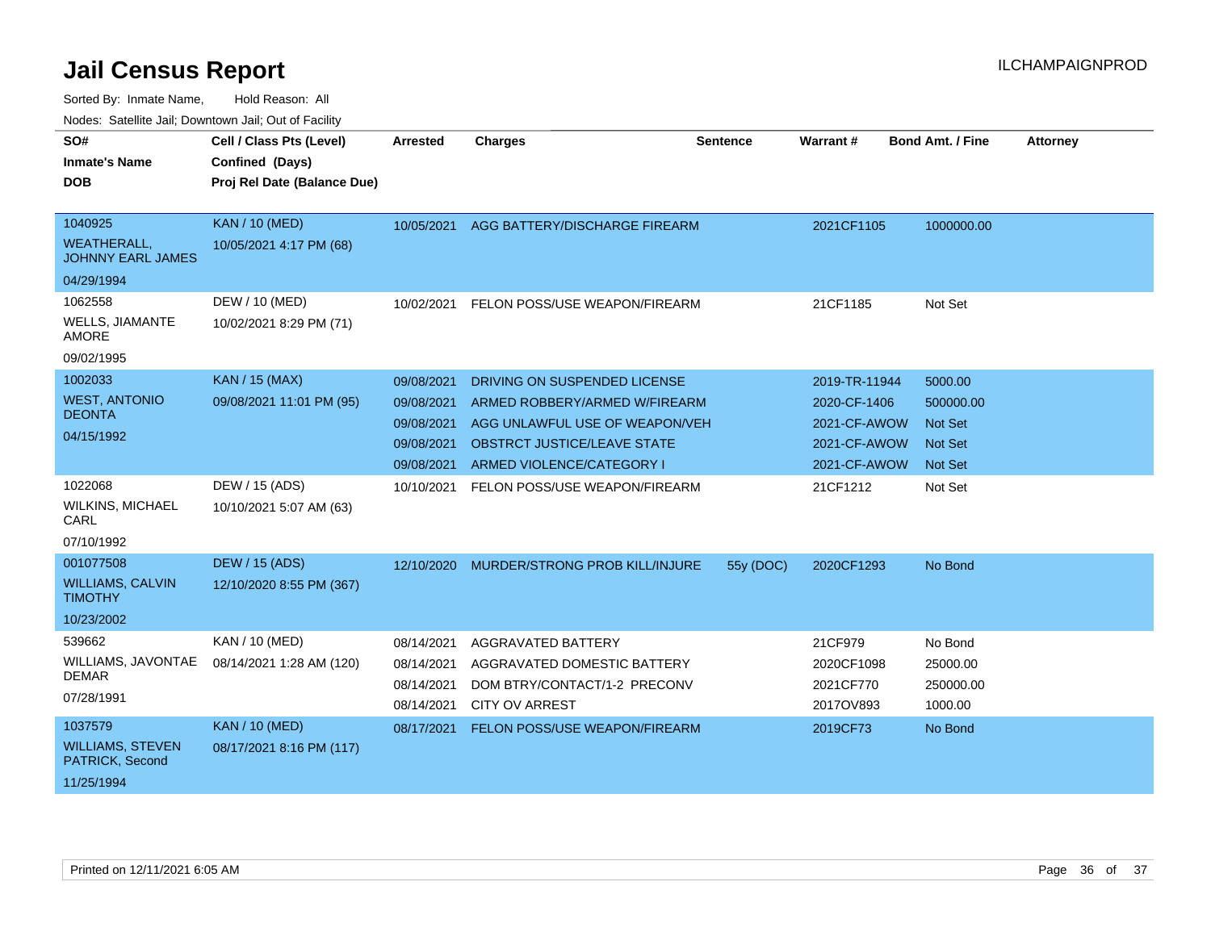# Jail Census Report

ILCHAMPAIGNPROD

Sorted By: Inmate Name, Hold Reason: All

Nodes: Satellite Jail; Downtown Jail; Out of Facility

| SO# / Inmate's Name / DOB | Cell / Class Pts (Level) / Confined (Days) / Proj Rel Date (Balance Due) | Arrested | Charges | Sentence | Warrant # | Bond Amt. / Fine | Attorney |
|---|---|---|---|---|---|---|---|
| 1040925<br>WEATHERALL, JOHNNY EARL JAMES<br>04/29/1994 | KAN / 10 (MED)<br>10/05/2021 4:17 PM (68) | 10/05/2021 | AGG BATTERY/DISCHARGE FIREARM | | 2021CF1105 | 1000000.00 | |
| 1062558<br>WELLS, JIAMANTE AMORE<br>09/02/1995 | DEW / 10 (MED)<br>10/02/2021 8:29 PM (71) | 10/02/2021 | FELON POSS/USE WEAPON/FIREARM | | 21CF1185 | Not Set | |
| 1002033<br>WEST, ANTONIO DEONTA<br>04/15/1992 | KAN / 15 (MAX)<br>09/08/2021 11:01 PM (95) | 09/08/2021 | DRIVING ON SUSPENDED LICENSE | | 2019-TR-11944 | 5000.00 | |
| | | 09/08/2021 | ARMED ROBBERY/ARMED W/FIREARM | | 2020-CF-1406 | 500000.00 | |
| | | 09/08/2021 | AGG UNLAWFUL USE OF WEAPON/VEH | | 2021-CF-AWOW | Not Set | |
| | | 09/08/2021 | OBSTRCT JUSTICE/LEAVE STATE | | 2021-CF-AWOW | Not Set | |
| | | 09/08/2021 | ARMED VIOLENCE/CATEGORY I | | 2021-CF-AWOW | Not Set | |
| 1022068<br>WILKINS, MICHAEL CARL<br>07/10/1992 | DEW / 15 (ADS)<br>10/10/2021 5:07 AM (63) | 10/10/2021 | FELON POSS/USE WEAPON/FIREARM | | 21CF1212 | Not Set | |
| 001077508<br>WILLIAMS, CALVIN TIMOTHY<br>10/23/2002 | DEW / 15 (ADS)<br>12/10/2020 8:55 PM (367) | 12/10/2020 | MURDER/STRONG PROB KILL/INJURE | 55y (DOC) | 2020CF1293 | No Bond | |
| 539662<br>WILLIAMS, JAVONTAE DEMAR<br>07/28/1991 | KAN / 10 (MED)<br>08/14/2021 1:28 AM (120) | 08/14/2021 | AGGRAVATED BATTERY | | 21CF979 | No Bond | |
| | | 08/14/2021 | AGGRAVATED DOMESTIC BATTERY | | 2020CF1098 | 25000.00 | |
| | | 08/14/2021 | DOM BTRY/CONTACT/1-2 PRECONV | | 2021CF770 | 250000.00 | |
| | | 08/14/2021 | CITY OV ARREST | | 2017OV893 | 1000.00 | |
| 1037579<br>WILLIAMS, STEVEN PATRICK, Second<br>11/25/1994 | KAN / 10 (MED)<br>08/17/2021 8:16 PM (117) | 08/17/2021 | FELON POSS/USE WEAPON/FIREARM | | 2019CF73 | No Bond | |

Printed on 12/11/2021 6:05 AM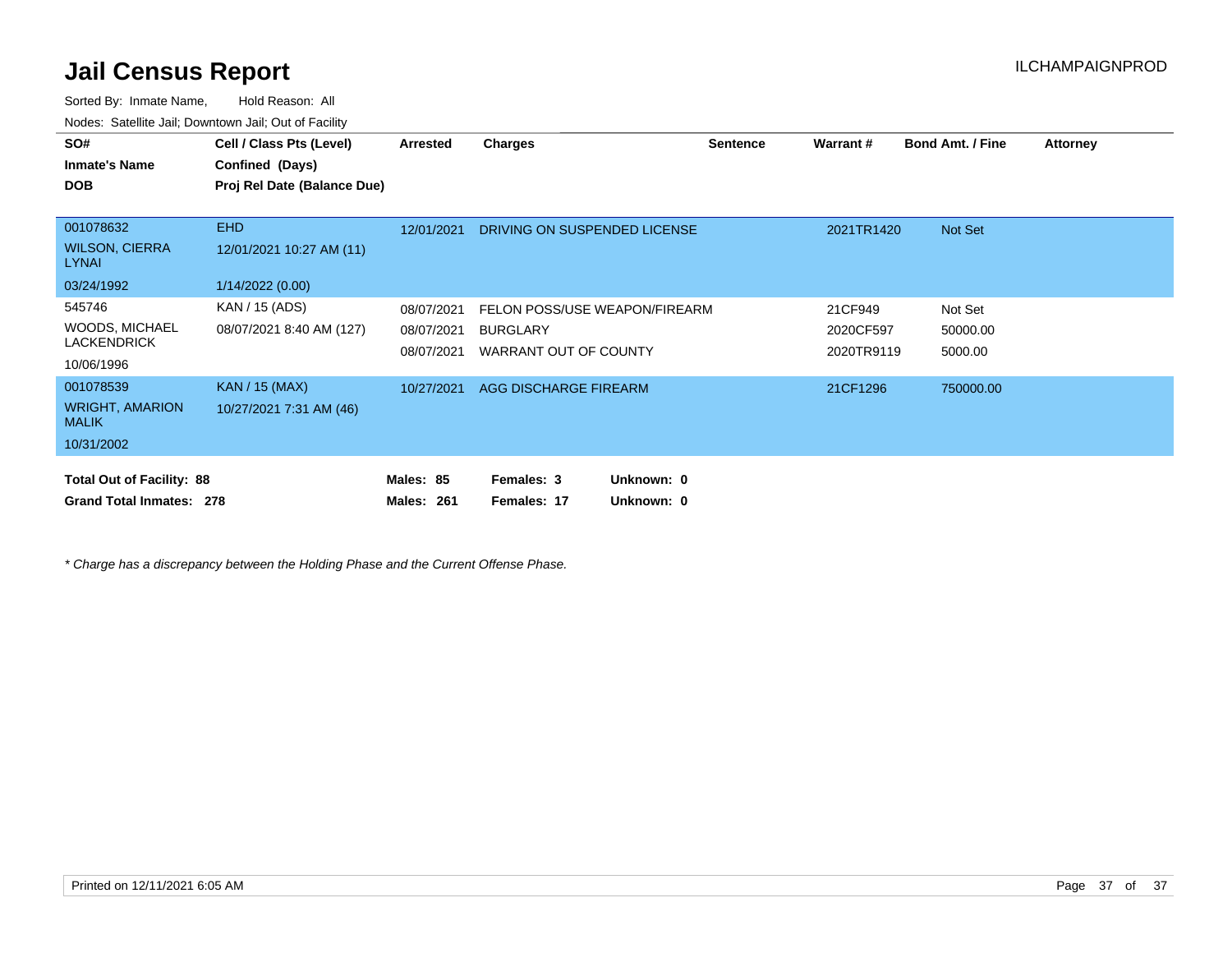# Jail Census Report

ILCHAMPAIGNPROD

Sorted By: Inmate Name, Hold Reason: All

Nodes: Satellite Jail; Downtown Jail; Out of Facility

| SO# / Inmate's Name / DOB | Cell / Class Pts (Level) / Confined (Days) / Proj Rel Date (Balance Due) | Arrested | Charges | Sentence | Warrant # | Bond Amt. / Fine | Attorney |
|---|---|---|---|---|---|---|---|
| 001078632<br>WILSON, CIERRA LYNAI<br>03/24/1992 | EHD<br>12/01/2021 10:27 AM (11)<br>1/14/2022 (0.00) | 12/01/2021 | DRIVING ON SUSPENDED LICENSE | | 2021TR1420 | Not Set | |
| 545746<br>WOODS, MICHAEL LACKENDRICK<br>10/06/1996 | KAN / 15 (ADS)<br>08/07/2021 8:40 AM (127) | 08/07/2021<br>08/07/2021<br>08/07/2021 | FELON POSS/USE WEAPON/FIREARM<br>BURGLARY<br>WARRANT OUT OF COUNTY | | 21CF949<br>2020CF597<br>2020TR9119 | Not Set<br>50000.00<br>5000.00 | |
| 001078539<br>WRIGHT, AMARION MALIK<br>10/31/2002 | KAN / 15 (MAX)<br>10/27/2021 7:31 AM (46) | 10/27/2021 | AGG DISCHARGE FIREARM | | 21CF1296 | 750000.00 | |

**Total Out of Facility: 88** **Males: 85** **Females: 3** **Unknown: 0**

**Grand Total Inmates: 278** **Males: 261** **Females: 17** **Unknown: 0**

*\* Charge has a discrepancy between the Holding Phase and the Current Offense Phase.*

Printed on 12/11/2021 6:05 AM